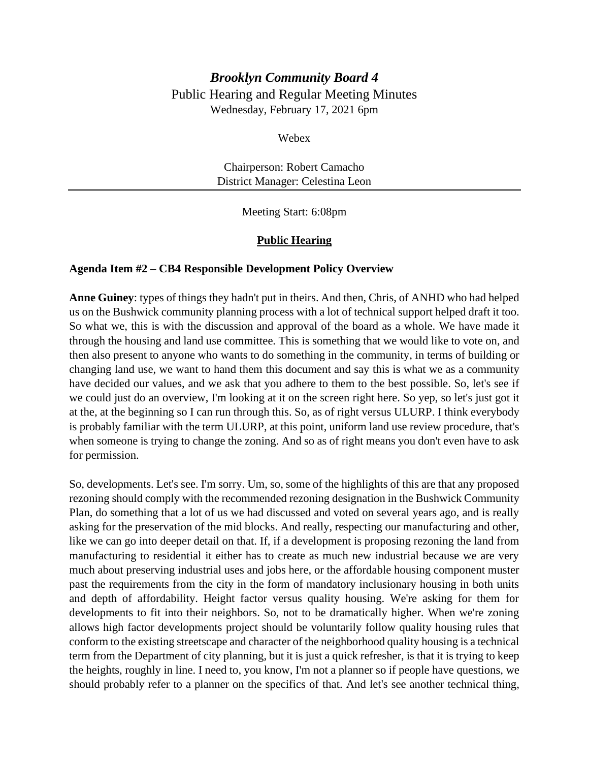# *Brooklyn Community Board 4*

Public Hearing and Regular Meeting Minutes

Wednesday, February 17, 2021 6pm

Webex

Chairperson: Robert Camacho

District Manager: Celestina Leon

---

Meeting Start: 6:08pm

## Public Hearing

### Agenda Item #2 – CB4 Responsible Development Policy Overview

**Anne Guiney**: types of things they hadn't put in theirs. And then, Chris, of ANHD who had helped us on the Bushwick community planning process with a lot of technical support helped draft it too. So what we, this is with the discussion and approval of the board as a whole. We have made it through the housing and land use committee. This is something that we would like to vote on, and then also present to anyone who wants to do something in the community, in terms of building or changing land use, we want to hand them this document and say this is what we as a community have decided our values, and we ask that you adhere to them to the best possible. So, let's see if we could just do an overview, I'm looking at it on the screen right here. So yep, so let's just got it at the, at the beginning so I can run through this. So, as of right versus ULURP. I think everybody is probably familiar with the term ULURP, at this point, uniform land use review procedure, that's when someone is trying to change the zoning. And so as of right means you don't even have to ask for permission.

So, developments. Let's see. I'm sorry. Um, so, some of the highlights of this are that any proposed rezoning should comply with the recommended rezoning designation in the Bushwick Community Plan, do something that a lot of us we had discussed and voted on several years ago, and is really asking for the preservation of the mid blocks. And really, respecting our manufacturing and other, like we can go into deeper detail on that. If, if a development is proposing rezoning the land from manufacturing to residential it either has to create as much new industrial because we are very much about preserving industrial uses and jobs here, or the affordable housing component muster past the requirements from the city in the form of mandatory inclusionary housing in both units and depth of affordability. Height factor versus quality housing. We're asking for them for developments to fit into their neighbors. So, not to be dramatically higher. When we're zoning allows high factor developments project should be voluntarily follow quality housing rules that conform to the existing streetscape and character of the neighborhood quality housing is a technical term from the Department of city planning, but it is just a quick refresher, is that it is trying to keep the heights, roughly in line. I need to, you know, I'm not a planner so if people have questions, we should probably refer to a planner on the specifics of that. And let's see another technical thing,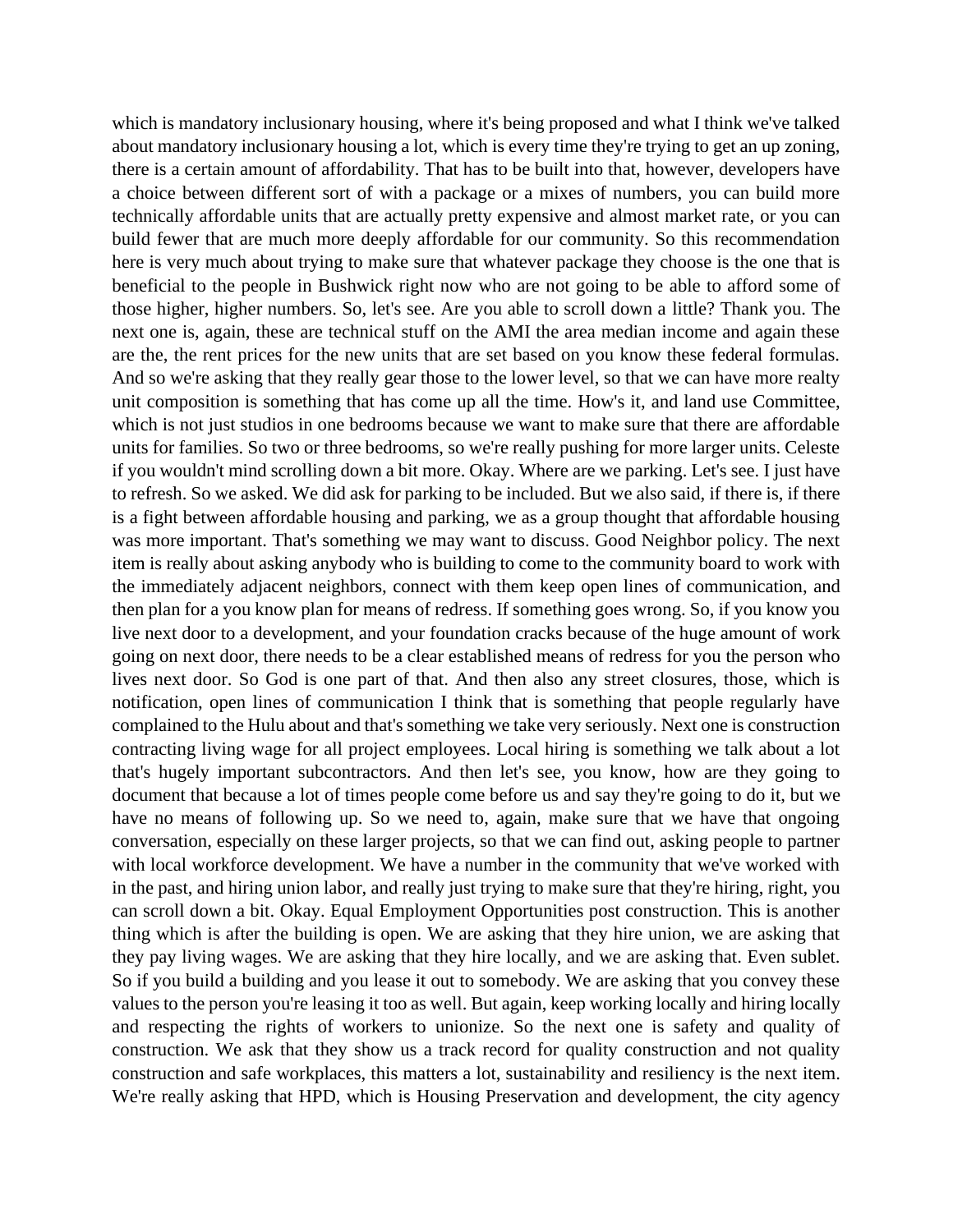which is mandatory inclusionary housing, where it's being proposed and what I think we've talked about mandatory inclusionary housing a lot, which is every time they're trying to get an up zoning, there is a certain amount of affordability. That has to be built into that, however, developers have a choice between different sort of with a package or a mixes of numbers, you can build more technically affordable units that are actually pretty expensive and almost market rate, or you can build fewer that are much more deeply affordable for our community. So this recommendation here is very much about trying to make sure that whatever package they choose is the one that is beneficial to the people in Bushwick right now who are not going to be able to afford some of those higher, higher numbers. So, let's see. Are you able to scroll down a little? Thank you. The next one is, again, these are technical stuff on the AMI the area median income and again these are the, the rent prices for the new units that are set based on you know these federal formulas. And so we're asking that they really gear those to the lower level, so that we can have more realty unit composition is something that has come up all the time. How's it, and land use Committee, which is not just studios in one bedrooms because we want to make sure that there are affordable units for families. So two or three bedrooms, so we're really pushing for more larger units. Celeste if you wouldn't mind scrolling down a bit more. Okay. Where are we parking. Let's see. I just have to refresh. So we asked. We did ask for parking to be included. But we also said, if there is, if there is a fight between affordable housing and parking, we as a group thought that affordable housing was more important. That's something we may want to discuss. Good Neighbor policy. The next item is really about asking anybody who is building to come to the community board to work with the immediately adjacent neighbors, connect with them keep open lines of communication, and then plan for a you know plan for means of redress. If something goes wrong. So, if you know you live next door to a development, and your foundation cracks because of the huge amount of work going on next door, there needs to be a clear established means of redress for you the person who lives next door. So God is one part of that. And then also any street closures, those, which is notification, open lines of communication I think that is something that people regularly have complained to the Hulu about and that's something we take very seriously. Next one is construction contracting living wage for all project employees. Local hiring is something we talk about a lot that's hugely important subcontractors. And then let's see, you know, how are they going to document that because a lot of times people come before us and say they're going to do it, but we have no means of following up. So we need to, again, make sure that we have that ongoing conversation, especially on these larger projects, so that we can find out, asking people to partner with local workforce development. We have a number in the community that we've worked with in the past, and hiring union labor, and really just trying to make sure that they're hiring, right, you can scroll down a bit. Okay. Equal Employment Opportunities post construction. This is another thing which is after the building is open. We are asking that they hire union, we are asking that they pay living wages. We are asking that they hire locally, and we are asking that. Even sublet. So if you build a building and you lease it out to somebody. We are asking that you convey these values to the person you're leasing it too as well. But again, keep working locally and hiring locally and respecting the rights of workers to unionize. So the next one is safety and quality of construction. We ask that they show us a track record for quality construction and not quality construction and safe workplaces, this matters a lot, sustainability and resiliency is the next item. We're really asking that HPD, which is Housing Preservation and development, the city agency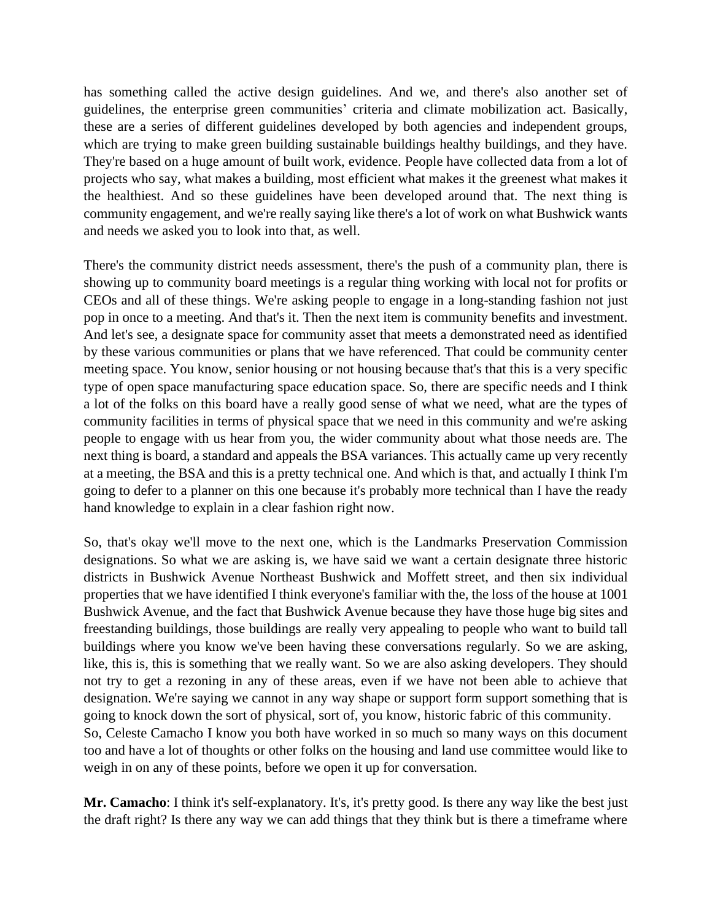has something called the active design guidelines. And we, and there's also another set of guidelines, the enterprise green communities' criteria and climate mobilization act. Basically, these are a series of different guidelines developed by both agencies and independent groups, which are trying to make green building sustainable buildings healthy buildings, and they have. They're based on a huge amount of built work, evidence. People have collected data from a lot of projects who say, what makes a building, most efficient what makes it the greenest what makes it the healthiest. And so these guidelines have been developed around that. The next thing is community engagement, and we're really saying like there's a lot of work on what Bushwick wants and needs we asked you to look into that, as well.

There's the community district needs assessment, there's the push of a community plan, there is showing up to community board meetings is a regular thing working with local not for profits or CEOs and all of these things. We're asking people to engage in a long-standing fashion not just pop in once to a meeting. And that's it. Then the next item is community benefits and investment. And let's see, a designate space for community asset that meets a demonstrated need as identified by these various communities or plans that we have referenced. That could be community center meeting space. You know, senior housing or not housing because that's that this is a very specific type of open space manufacturing space education space. So, there are specific needs and I think a lot of the folks on this board have a really good sense of what we need, what are the types of community facilities in terms of physical space that we need in this community and we're asking people to engage with us hear from you, the wider community about what those needs are. The next thing is board, a standard and appeals the BSA variances. This actually came up very recently at a meeting, the BSA and this is a pretty technical one. And which is that, and actually I think I'm going to defer to a planner on this one because it's probably more technical than I have the ready hand knowledge to explain in a clear fashion right now.

So, that's okay we'll move to the next one, which is the Landmarks Preservation Commission designations. So what we are asking is, we have said we want a certain designate three historic districts in Bushwick Avenue Northeast Bushwick and Moffett street, and then six individual properties that we have identified I think everyone's familiar with the, the loss of the house at 1001 Bushwick Avenue, and the fact that Bushwick Avenue because they have those huge big sites and freestanding buildings, those buildings are really very appealing to people who want to build tall buildings where you know we've been having these conversations regularly. So we are asking, like, this is, this is something that we really want. So we are also asking developers. They should not try to get a rezoning in any of these areas, even if we have not been able to achieve that designation. We're saying we cannot in any way shape or support form support something that is going to knock down the sort of physical, sort of, you know, historic fabric of this community.
So, Celeste Camacho I know you both have worked in so much so many ways on this document too and have a lot of thoughts or other folks on the housing and land use committee would like to weigh in on any of these points, before we open it up for conversation.

**Mr. Camacho**: I think it's self-explanatory. It's, it's pretty good. Is there any way like the best just the draft right? Is there any way we can add things that they think but is there a timeframe where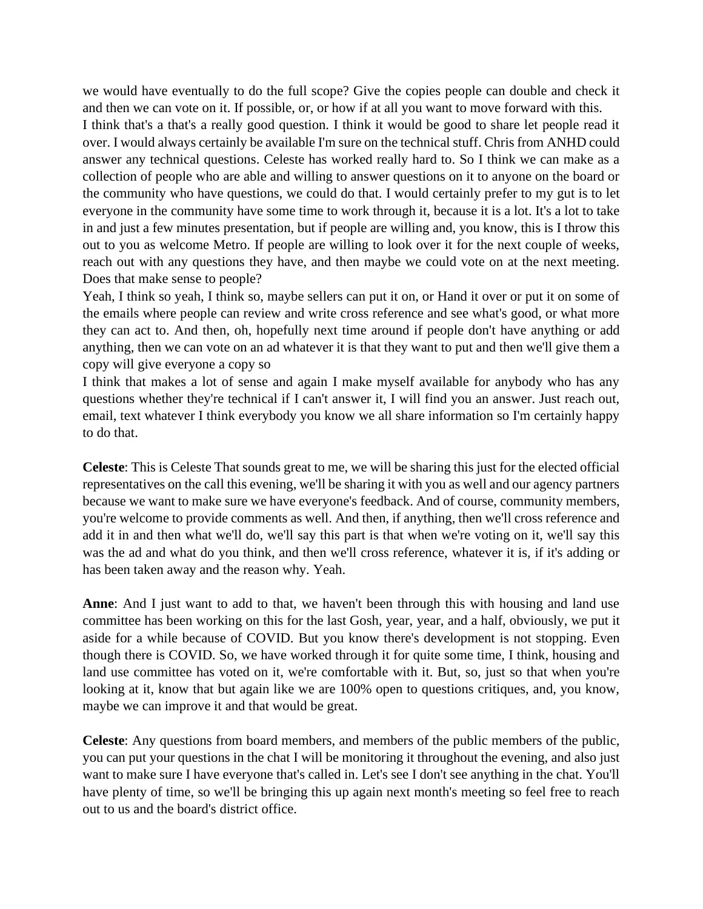we would have eventually to do the full scope? Give the copies people can double and check it and then we can vote on it. If possible, or, or how if at all you want to move forward with this.

I think that's a that's a really good question. I think it would be good to share let people read it over. I would always certainly be available I'm sure on the technical stuff. Chris from ANHD could answer any technical questions. Celeste has worked really hard to. So I think we can make as a collection of people who are able and willing to answer questions on it to anyone on the board or the community who have questions, we could do that. I would certainly prefer to my gut is to let everyone in the community have some time to work through it, because it is a lot. It's a lot to take in and just a few minutes presentation, but if people are willing and, you know, this is I throw this out to you as welcome Metro. If people are willing to look over it for the next couple of weeks, reach out with any questions they have, and then maybe we could vote on at the next meeting. Does that make sense to people?

Yeah, I think so yeah, I think so, maybe sellers can put it on, or Hand it over or put it on some of the emails where people can review and write cross reference and see what's good, or what more they can act to. And then, oh, hopefully next time around if people don't have anything or add anything, then we can vote on an ad whatever it is that they want to put and then we'll give them a copy will give everyone a copy so

I think that makes a lot of sense and again I make myself available for anybody who has any questions whether they're technical if I can't answer it, I will find you an answer. Just reach out, email, text whatever I think everybody you know we all share information so I'm certainly happy to do that.

**Celeste**: This is Celeste That sounds great to me, we will be sharing this just for the elected official representatives on the call this evening, we'll be sharing it with you as well and our agency partners because we want to make sure we have everyone's feedback. And of course, community members, you're welcome to provide comments as well. And then, if anything, then we'll cross reference and add it in and then what we'll do, we'll say this part is that when we're voting on it, we'll say this was the ad and what do you think, and then we'll cross reference, whatever it is, if it's adding or has been taken away and the reason why. Yeah.

**Anne**: And I just want to add to that, we haven't been through this with housing and land use committee has been working on this for the last Gosh, year, year, and a half, obviously, we put it aside for a while because of COVID. But you know there's development is not stopping. Even though there is COVID. So, we have worked through it for quite some time, I think, housing and land use committee has voted on it, we're comfortable with it. But, so, just so that when you're looking at it, know that but again like we are 100% open to questions critiques, and, you know, maybe we can improve it and that would be great.

**Celeste**: Any questions from board members, and members of the public members of the public, you can put your questions in the chat I will be monitoring it throughout the evening, and also just want to make sure I have everyone that's called in. Let's see I don't see anything in the chat. You'll have plenty of time, so we'll be bringing this up again next month's meeting so feel free to reach out to us and the board's district office.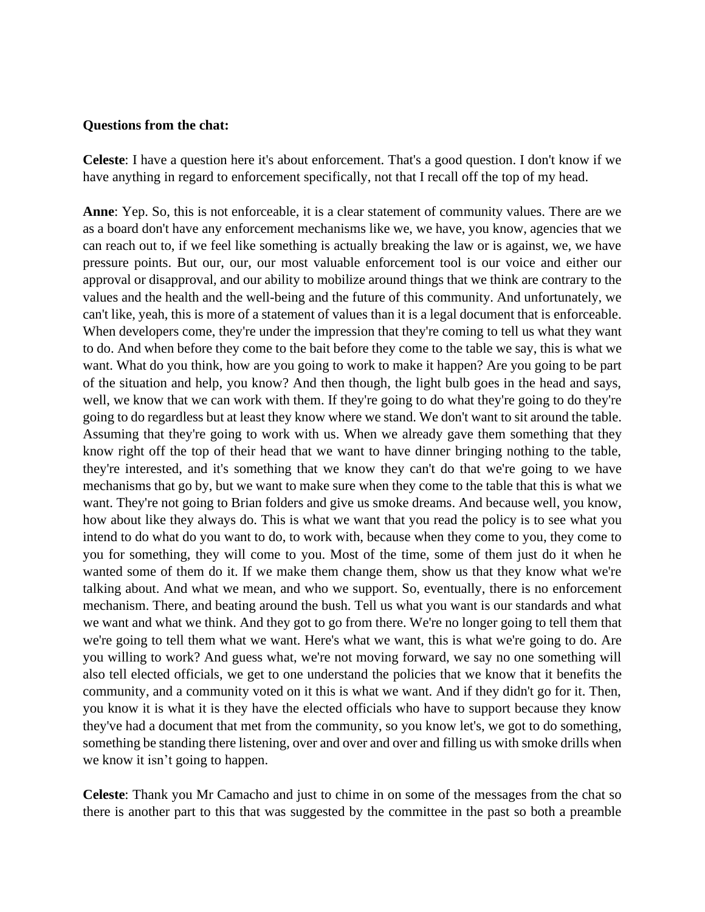**Questions from the chat:**

**Celeste**: I have a question here it's about enforcement. That's a good question. I don't know if we have anything in regard to enforcement specifically, not that I recall off the top of my head.

**Anne**: Yep. So, this is not enforceable, it is a clear statement of community values. There are we as a board don't have any enforcement mechanisms like we, we have, you know, agencies that we can reach out to, if we feel like something is actually breaking the law or is against, we, we have pressure points. But our, our, our most valuable enforcement tool is our voice and either our approval or disapproval, and our ability to mobilize around things that we think are contrary to the values and the health and the well-being and the future of this community. And unfortunately, we can't like, yeah, this is more of a statement of values than it is a legal document that is enforceable. When developers come, they're under the impression that they're coming to tell us what they want to do. And when before they come to the bait before they come to the table we say, this is what we want. What do you think, how are you going to work to make it happen? Are you going to be part of the situation and help, you know? And then though, the light bulb goes in the head and says, well, we know that we can work with them. If they're going to do what they're going to do they're going to do regardless but at least they know where we stand. We don't want to sit around the table. Assuming that they're going to work with us. When we already gave them something that they know right off the top of their head that we want to have dinner bringing nothing to the table, they're interested, and it's something that we know they can't do that we're going to we have mechanisms that go by, but we want to make sure when they come to the table that this is what we want. They're not going to Brian folders and give us smoke dreams. And because well, you know, how about like they always do. This is what we want that you read the policy is to see what you intend to do what do you want to do, to work with, because when they come to you, they come to you for something, they will come to you. Most of the time, some of them just do it when he wanted some of them do it. If we make them change them, show us that they know what we're talking about. And what we mean, and who we support. So, eventually, there is no enforcement mechanism. There, and beating around the bush. Tell us what you want is our standards and what we want and what we think. And they got to go from there. We're no longer going to tell them that we're going to tell them what we want. Here's what we want, this is what we're going to do. Are you willing to work? And guess what, we're not moving forward, we say no one something will also tell elected officials, we get to one understand the policies that we know that it benefits the community, and a community voted on it this is what we want. And if they didn't go for it. Then, you know it is what it is they have the elected officials who have to support because they know they've had a document that met from the community, so you know let's, we got to do something, something be standing there listening, over and over and over and filling us with smoke drills when we know it isn't going to happen.

**Celeste**: Thank you Mr Camacho and just to chime in on some of the messages from the chat so there is another part to this that was suggested by the committee in the past so both a preamble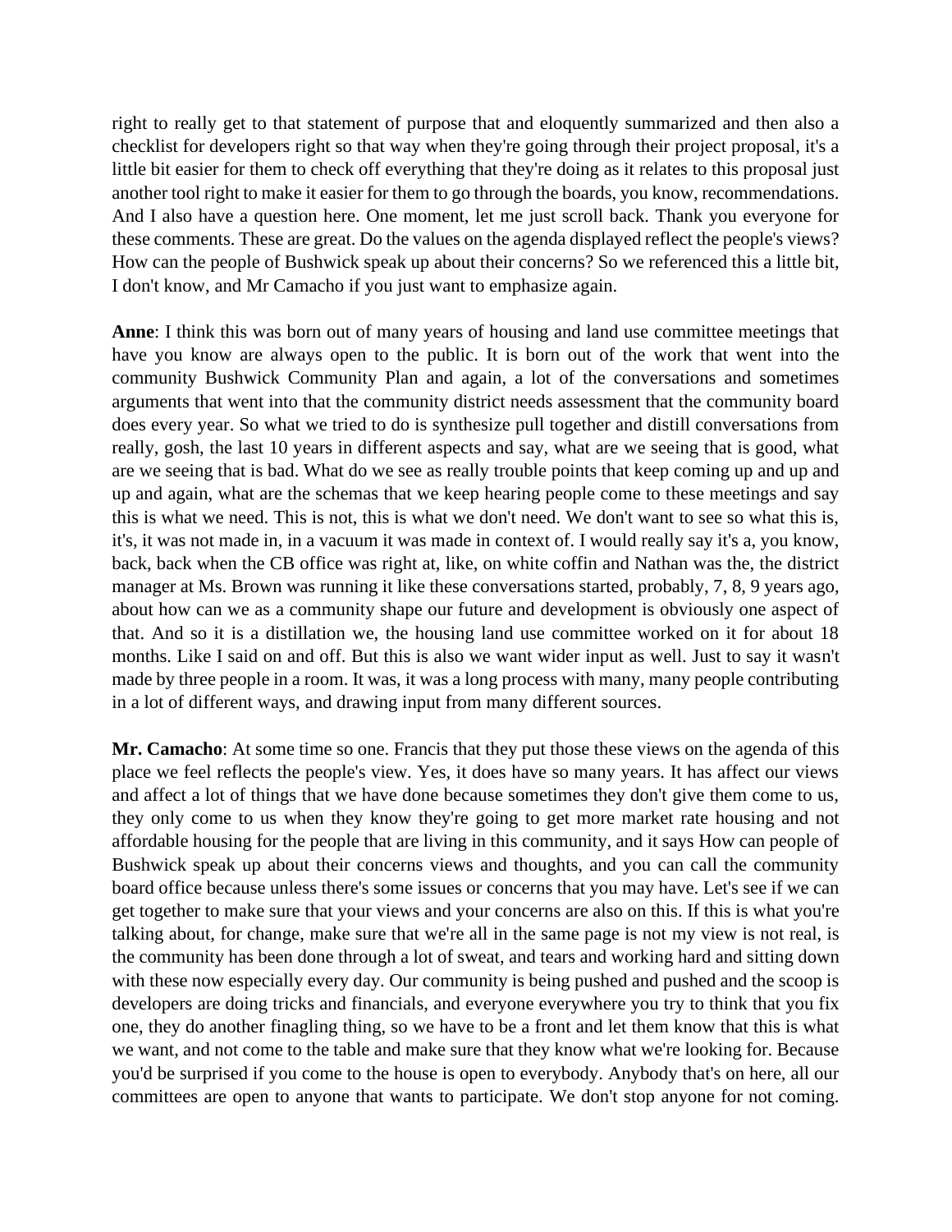right to really get to that statement of purpose that and eloquently summarized and then also a checklist for developers right so that way when they're going through their project proposal, it's a little bit easier for them to check off everything that they're doing as it relates to this proposal just another tool right to make it easier for them to go through the boards, you know, recommendations. And I also have a question here. One moment, let me just scroll back. Thank you everyone for these comments. These are great. Do the values on the agenda displayed reflect the people's views? How can the people of Bushwick speak up about their concerns? So we referenced this a little bit, I don't know, and Mr Camacho if you just want to emphasize again.

**Anne**: I think this was born out of many years of housing and land use committee meetings that have you know are always open to the public. It is born out of the work that went into the community Bushwick Community Plan and again, a lot of the conversations and sometimes arguments that went into that the community district needs assessment that the community board does every year. So what we tried to do is synthesize pull together and distill conversations from really, gosh, the last 10 years in different aspects and say, what are we seeing that is good, what are we seeing that is bad. What do we see as really trouble points that keep coming up and up and up and again, what are the schemas that we keep hearing people come to these meetings and say this is what we need. This is not, this is what we don't need. We don't want to see so what this is, it's, it was not made in, in a vacuum it was made in context of. I would really say it's a, you know, back, back when the CB office was right at, like, on white coffin and Nathan was the, the district manager at Ms. Brown was running it like these conversations started, probably, 7, 8, 9 years ago, about how can we as a community shape our future and development is obviously one aspect of that. And so it is a distillation we, the housing land use committee worked on it for about 18 months. Like I said on and off. But this is also we want wider input as well. Just to say it wasn't made by three people in a room. It was, it was a long process with many, many people contributing in a lot of different ways, and drawing input from many different sources.

**Mr. Camacho**: At some time so one. Francis that they put those these views on the agenda of this place we feel reflects the people's view. Yes, it does have so many years. It has affect our views and affect a lot of things that we have done because sometimes they don't give them come to us, they only come to us when they know they're going to get more market rate housing and not affordable housing for the people that are living in this community, and it says How can people of Bushwick speak up about their concerns views and thoughts, and you can call the community board office because unless there's some issues or concerns that you may have. Let's see if we can get together to make sure that your views and your concerns are also on this. If this is what you're talking about, for change, make sure that we're all in the same page is not my view is not real, is the community has been done through a lot of sweat, and tears and working hard and sitting down with these now especially every day. Our community is being pushed and pushed and the scoop is developers are doing tricks and financials, and everyone everywhere you try to think that you fix one, they do another finagling thing, so we have to be a front and let them know that this is what we want, and not come to the table and make sure that they know what we're looking for. Because you'd be surprised if you come to the house is open to everybody. Anybody that's on here, all our committees are open to anyone that wants to participate. We don't stop anyone for not coming.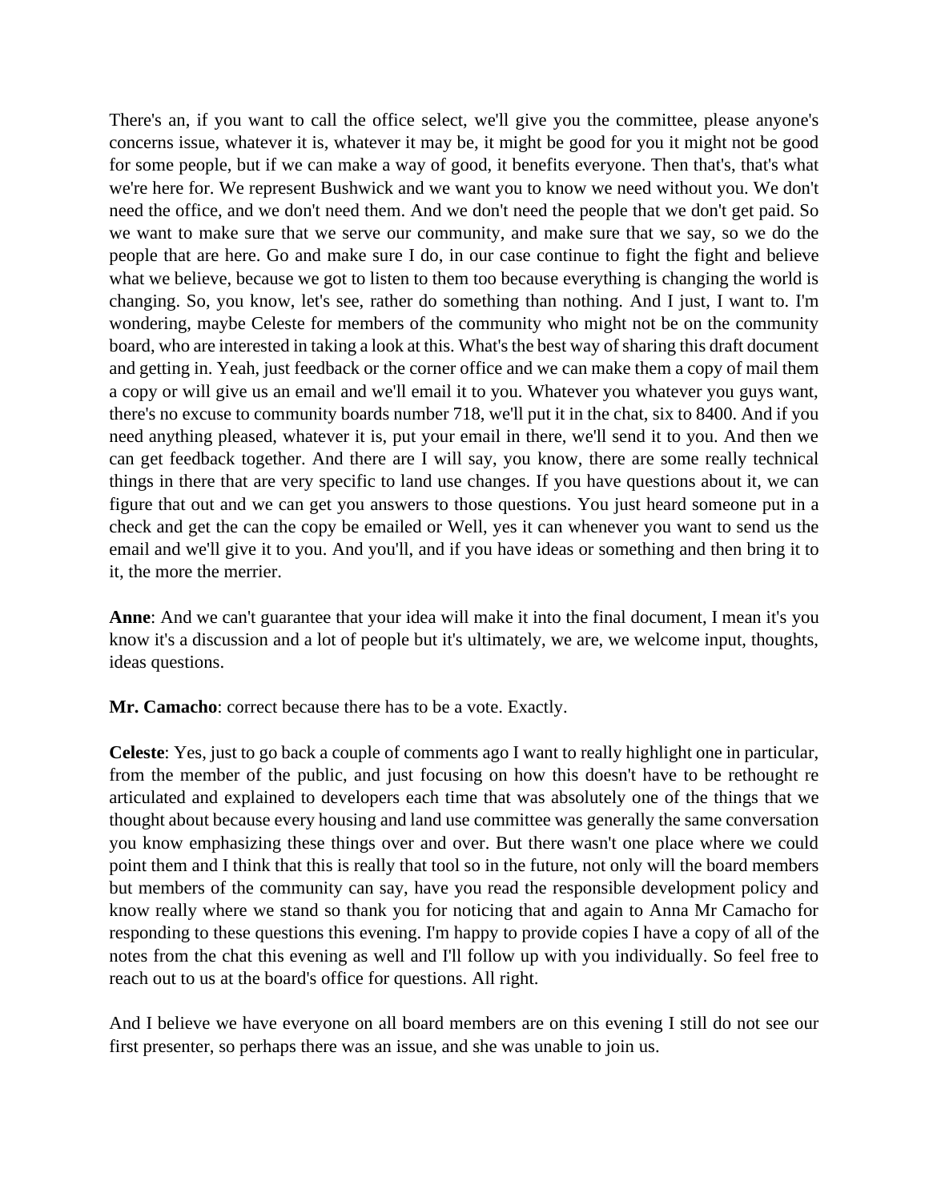There's an, if you want to call the office select, we'll give you the committee, please anyone's concerns issue, whatever it is, whatever it may be, it might be good for you it might not be good for some people, but if we can make a way of good, it benefits everyone. Then that's, that's what we're here for. We represent Bushwick and we want you to know we need without you. We don't need the office, and we don't need them. And we don't need the people that we don't get paid. So we want to make sure that we serve our community, and make sure that we say, so we do the people that are here. Go and make sure I do, in our case continue to fight the fight and believe what we believe, because we got to listen to them too because everything is changing the world is changing. So, you know, let's see, rather do something than nothing. And I just, I want to. I'm wondering, maybe Celeste for members of the community who might not be on the community board, who are interested in taking a look at this. What's the best way of sharing this draft document and getting in. Yeah, just feedback or the corner office and we can make them a copy of mail them a copy or will give us an email and we'll email it to you. Whatever you whatever you guys want, there's no excuse to community boards number 718, we'll put it in the chat, six to 8400. And if you need anything pleased, whatever it is, put your email in there, we'll send it to you. And then we can get feedback together. And there are I will say, you know, there are some really technical things in there that are very specific to land use changes. If you have questions about it, we can figure that out and we can get you answers to those questions. You just heard someone put in a check and get the can the copy be emailed or Well, yes it can whenever you want to send us the email and we'll give it to you. And you'll, and if you have ideas or something and then bring it to it, the more the merrier.

**Anne**: And we can't guarantee that your idea will make it into the final document, I mean it's you know it's a discussion and a lot of people but it's ultimately, we are, we welcome input, thoughts, ideas questions.

**Mr. Camacho**: correct because there has to be a vote. Exactly.

**Celeste**: Yes, just to go back a couple of comments ago I want to really highlight one in particular, from the member of the public, and just focusing on how this doesn't have to be rethought re articulated and explained to developers each time that was absolutely one of the things that we thought about because every housing and land use committee was generally the same conversation you know emphasizing these things over and over. But there wasn't one place where we could point them and I think that this is really that tool so in the future, not only will the board members but members of the community can say, have you read the responsible development policy and know really where we stand so thank you for noticing that and again to Anna Mr Camacho for responding to these questions this evening. I'm happy to provide copies I have a copy of all of the notes from the chat this evening as well and I'll follow up with you individually. So feel free to reach out to us at the board's office for questions. All right.

And I believe we have everyone on all board members are on this evening I still do not see our first presenter, so perhaps there was an issue, and she was unable to join us.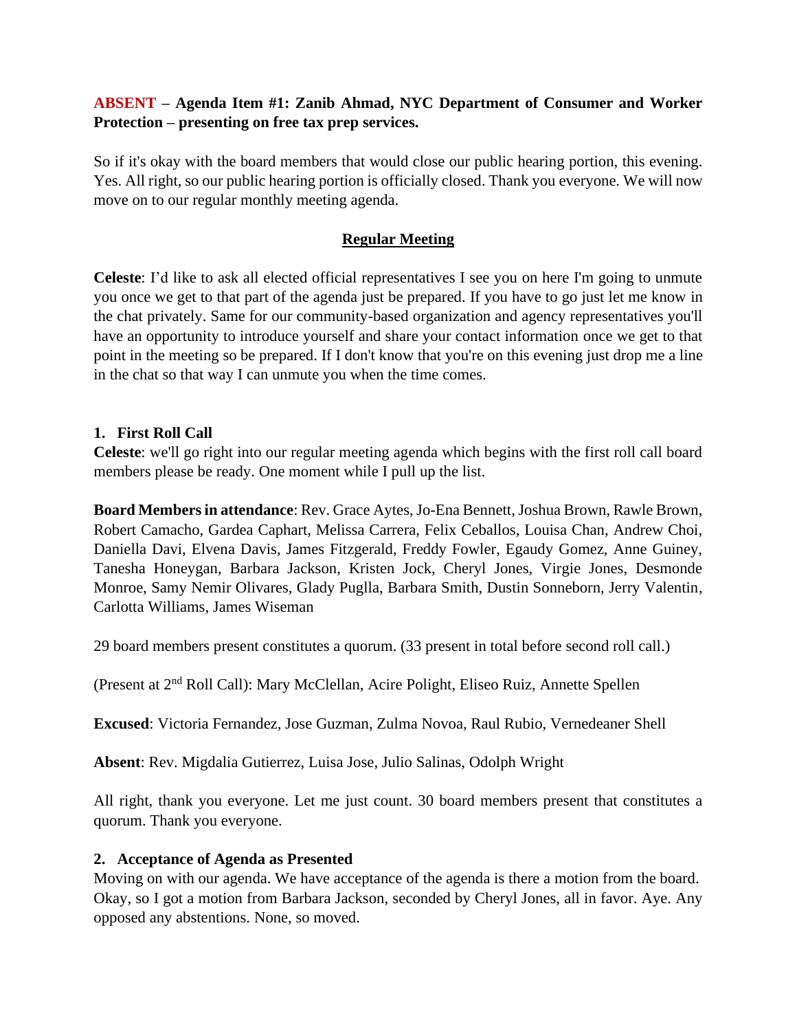**ABSENT – Agenda Item #1: Zanib Ahmad, NYC Department of Consumer and Worker Protection – presenting on free tax prep services.**

So if it's okay with the board members that would close our public hearing portion, this evening. Yes. All right, so our public hearing portion is officially closed. Thank you everyone. We will now move on to our regular monthly meeting agenda.

## Regular Meeting

**Celeste**: I'd like to ask all elected official representatives I see you on here I'm going to unmute you once we get to that part of the agenda just be prepared. If you have to go just let me know in the chat privately. Same for our community-based organization and agency representatives you'll have an opportunity to introduce yourself and share your contact information once we get to that point in the meeting so be prepared. If I don't know that you're on this evening just drop me a line in the chat so that way I can unmute you when the time comes.

### 1. First Roll Call

**Celeste**: we'll go right into our regular meeting agenda which begins with the first roll call board members please be ready. One moment while I pull up the list.

**Board Members in attendance**: Rev. Grace Aytes, Jo-Ena Bennett, Joshua Brown, Rawle Brown, Robert Camacho, Gardea Caphart, Melissa Carrera, Felix Ceballos, Louisa Chan, Andrew Choi, Daniella Davi, Elvena Davis, James Fitzgerald, Freddy Fowler, Egaudy Gomez, Anne Guiney, Tanesha Honeygan, Barbara Jackson, Kristen Jock, Cheryl Jones, Virgie Jones, Desmonde Monroe, Samy Nemir Olivares, Glady Puglla, Barbara Smith, Dustin Sonneborn, Jerry Valentin, Carlotta Williams, James Wiseman

29 board members present constitutes a quorum. (33 present in total before second roll call.)

(Present at 2nd Roll Call): Mary McClellan, Acire Polight, Eliseo Ruiz, Annette Spellen

**Excused**: Victoria Fernandez, Jose Guzman, Zulma Novoa, Raul Rubio, Vernedeaner Shell

**Absent**: Rev. Migdalia Gutierrez, Luisa Jose, Julio Salinas, Odolph Wright

All right, thank you everyone. Let me just count. 30 board members present that constitutes a quorum. Thank you everyone.

### 2. Acceptance of Agenda as Presented

Moving on with our agenda. We have acceptance of the agenda is there a motion from the board. Okay, so I got a motion from Barbara Jackson, seconded by Cheryl Jones, all in favor. Aye. Any opposed any abstentions. None, so moved.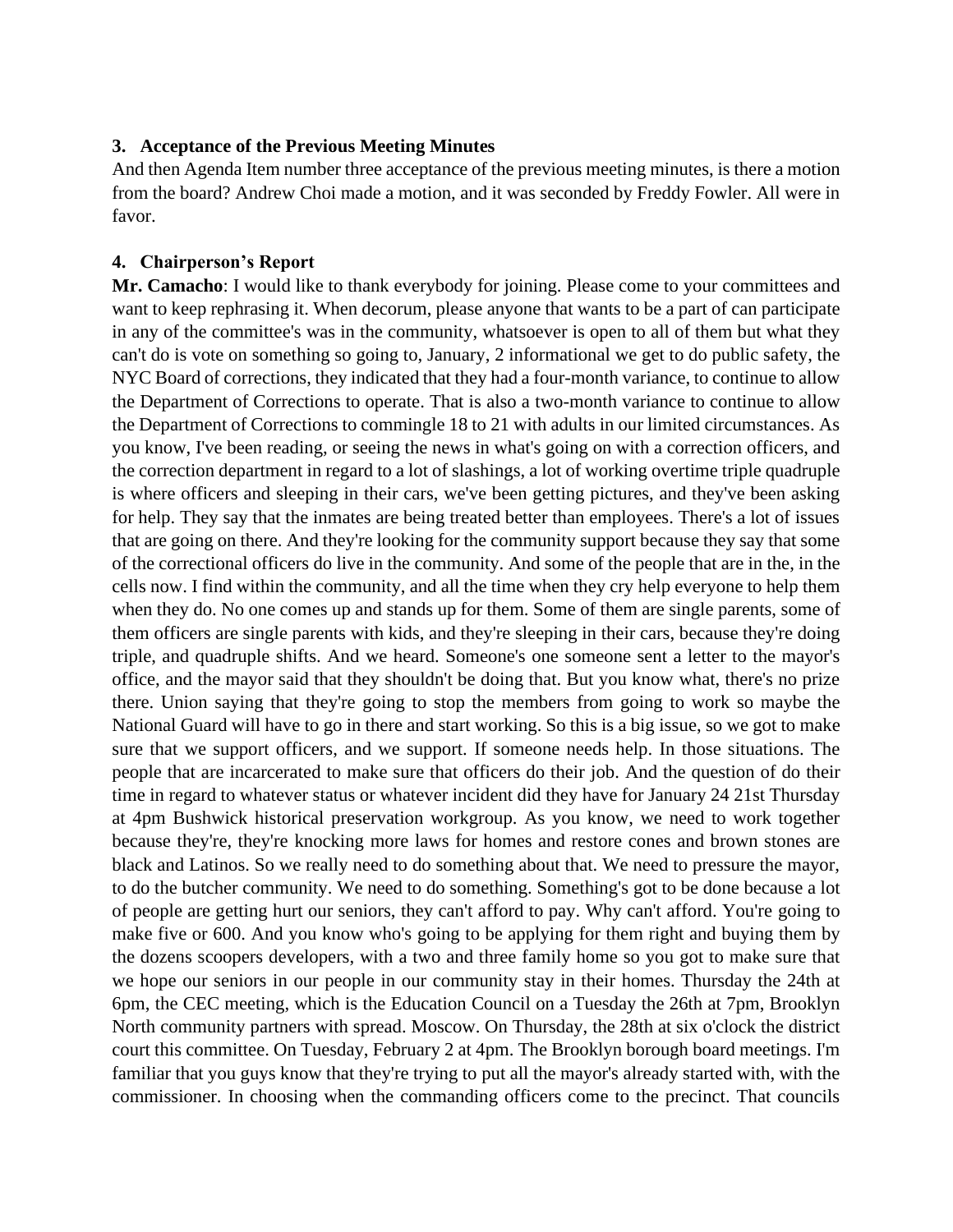### 3. Acceptance of the Previous Meeting Minutes

And then Agenda Item number three acceptance of the previous meeting minutes, is there a motion from the board? Andrew Choi made a motion, and it was seconded by Freddy Fowler. All were in favor.

### 4. Chairperson's Report

**Mr. Camacho**: I would like to thank everybody for joining. Please come to your committees and want to keep rephrasing it. When decorum, please anyone that wants to be a part of can participate in any of the committee's was in the community, whatsoever is open to all of them but what they can't do is vote on something so going to, January, 2 informational we get to do public safety, the NYC Board of corrections, they indicated that they had a four-month variance, to continue to allow the Department of Corrections to operate. That is also a two-month variance to continue to allow the Department of Corrections to commingle 18 to 21 with adults in our limited circumstances. As you know, I've been reading, or seeing the news in what's going on with a correction officers, and the correction department in regard to a lot of slashings, a lot of working overtime triple quadruple is where officers and sleeping in their cars, we've been getting pictures, and they've been asking for help. They say that the inmates are being treated better than employees. There's a lot of issues that are going on there. And they're looking for the community support because they say that some of the correctional officers do live in the community. And some of the people that are in the, in the cells now. I find within the community, and all the time when they cry help everyone to help them when they do. No one comes up and stands up for them. Some of them are single parents, some of them officers are single parents with kids, and they're sleeping in their cars, because they're doing triple, and quadruple shifts. And we heard. Someone's one someone sent a letter to the mayor's office, and the mayor said that they shouldn't be doing that. But you know what, there's no prize there. Union saying that they're going to stop the members from going to work so maybe the National Guard will have to go in there and start working. So this is a big issue, so we got to make sure that we support officers, and we support. If someone needs help. In those situations. The people that are incarcerated to make sure that officers do their job. And the question of do their time in regard to whatever status or whatever incident did they have for January 24 21st Thursday at 4pm Bushwick historical preservation workgroup. As you know, we need to work together because they're, they're knocking more laws for homes and restore cones and brown stones are black and Latinos. So we really need to do something about that. We need to pressure the mayor, to do the butcher community. We need to do something. Something's got to be done because a lot of people are getting hurt our seniors, they can't afford to pay. Why can't afford. You're going to make five or 600. And you know who's going to be applying for them right and buying them by the dozens scoopers developers, with a two and three family home so you got to make sure that we hope our seniors in our people in our community stay in their homes. Thursday the 24th at 6pm, the CEC meeting, which is the Education Council on a Tuesday the 26th at 7pm, Brooklyn North community partners with spread. Moscow. On Thursday, the 28th at six o'clock the district court this committee. On Tuesday, February 2 at 4pm. The Brooklyn borough board meetings. I'm familiar that you guys know that they're trying to put all the mayor's already started with, with the commissioner. In choosing when the commanding officers come to the precinct. That councils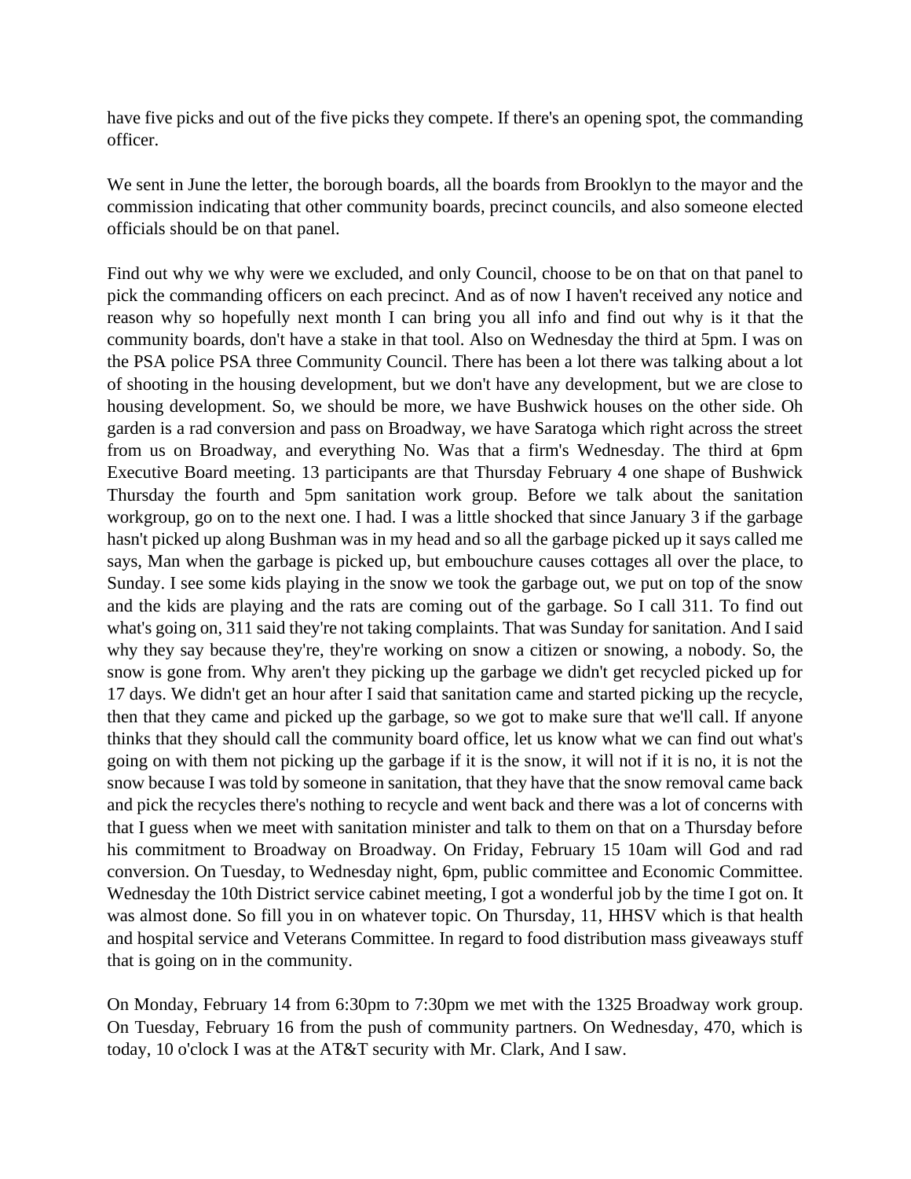have five picks and out of the five picks they compete. If there's an opening spot, the commanding officer.

We sent in June the letter, the borough boards, all the boards from Brooklyn to the mayor and the commission indicating that other community boards, precinct councils, and also someone elected officials should be on that panel.

Find out why we why were we excluded, and only Council, choose to be on that on that panel to pick the commanding officers on each precinct. And as of now I haven't received any notice and reason why so hopefully next month I can bring you all info and find out why is it that the community boards, don't have a stake in that tool. Also on Wednesday the third at 5pm. I was on the PSA police PSA three Community Council. There has been a lot there was talking about a lot of shooting in the housing development, but we don't have any development, but we are close to housing development. So, we should be more, we have Bushwick houses on the other side. Oh garden is a rad conversion and pass on Broadway, we have Saratoga which right across the street from us on Broadway, and everything No. Was that a firm's Wednesday. The third at 6pm Executive Board meeting. 13 participants are that Thursday February 4 one shape of Bushwick Thursday the fourth and 5pm sanitation work group. Before we talk about the sanitation workgroup, go on to the next one. I had. I was a little shocked that since January 3 if the garbage hasn't picked up along Bushman was in my head and so all the garbage picked up it says called me says, Man when the garbage is picked up, but embouchure causes cottages all over the place, to Sunday. I see some kids playing in the snow we took the garbage out, we put on top of the snow and the kids are playing and the rats are coming out of the garbage. So I call 311. To find out what's going on, 311 said they're not taking complaints. That was Sunday for sanitation. And I said why they say because they're, they're working on snow a citizen or snowing, a nobody. So, the snow is gone from. Why aren't they picking up the garbage we didn't get recycled picked up for 17 days. We didn't get an hour after I said that sanitation came and started picking up the recycle, then that they came and picked up the garbage, so we got to make sure that we'll call. If anyone thinks that they should call the community board office, let us know what we can find out what's going on with them not picking up the garbage if it is the snow, it will not if it is no, it is not the snow because I was told by someone in sanitation, that they have that the snow removal came back and pick the recycles there's nothing to recycle and went back and there was a lot of concerns with that I guess when we meet with sanitation minister and talk to them on that on a Thursday before his commitment to Broadway on Broadway. On Friday, February 15 10am will God and rad conversion. On Tuesday, to Wednesday night, 6pm, public committee and Economic Committee. Wednesday the 10th District service cabinet meeting, I got a wonderful job by the time I got on. It was almost done. So fill you in on whatever topic. On Thursday, 11, HHSV which is that health and hospital service and Veterans Committee. In regard to food distribution mass giveaways stuff that is going on in the community.

On Monday, February 14 from 6:30pm to 7:30pm we met with the 1325 Broadway work group. On Tuesday, February 16 from the push of community partners. On Wednesday, 470, which is today, 10 o'clock I was at the AT&T security with Mr. Clark, And I saw.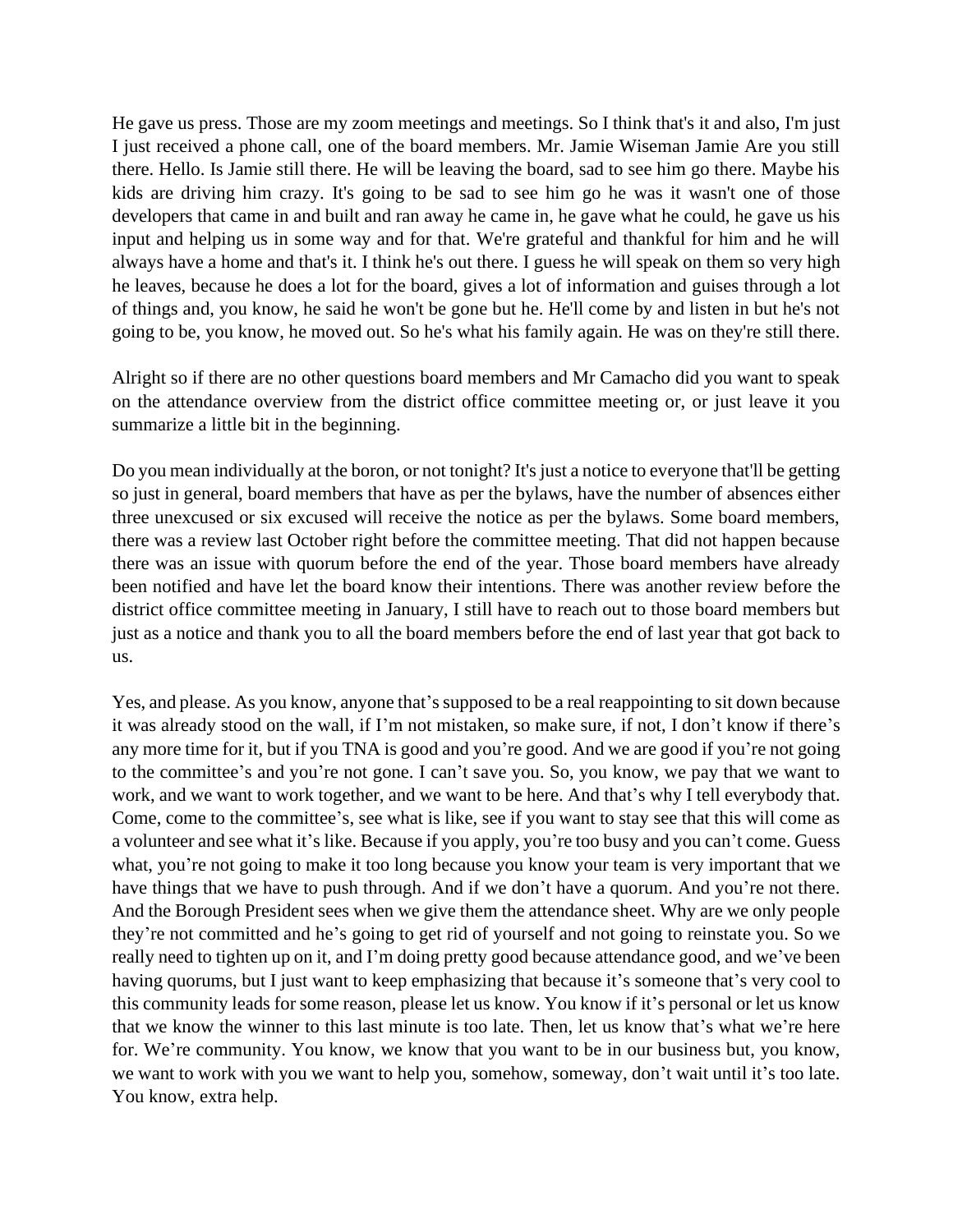He gave us press. Those are my zoom meetings and meetings. So I think that's it and also, I'm just I just received a phone call, one of the board members. Mr. Jamie Wiseman Jamie Are you still there. Hello. Is Jamie still there. He will be leaving the board, sad to see him go there. Maybe his kids are driving him crazy. It's going to be sad to see him go he was it wasn't one of those developers that came in and built and ran away he came in, he gave what he could, he gave us his input and helping us in some way and for that. We're grateful and thankful for him and he will always have a home and that's it. I think he's out there. I guess he will speak on them so very high he leaves, because he does a lot for the board, gives a lot of information and guises through a lot of things and, you know, he said he won't be gone but he. He'll come by and listen in but he's not going to be, you know, he moved out. So he's what his family again. He was on they're still there.

Alright so if there are no other questions board members and Mr Camacho did you want to speak on the attendance overview from the district office committee meeting or, or just leave it you summarize a little bit in the beginning.

Do you mean individually at the boron, or not tonight? It's just a notice to everyone that'll be getting so just in general, board members that have as per the bylaws, have the number of absences either three unexcused or six excused will receive the notice as per the bylaws. Some board members, there was a review last October right before the committee meeting. That did not happen because there was an issue with quorum before the end of the year. Those board members have already been notified and have let the board know their intentions. There was another review before the district office committee meeting in January, I still have to reach out to those board members but just as a notice and thank you to all the board members before the end of last year that got back to us.

Yes, and please. As you know, anyone that's supposed to be a real reappointing to sit down because it was already stood on the wall, if I'm not mistaken, so make sure, if not, I don't know if there's any more time for it, but if you TNA is good and you're good. And we are good if you're not going to the committee's and you're not gone. I can't save you. So, you know, we pay that we want to work, and we want to work together, and we want to be here. And that's why I tell everybody that. Come, come to the committee's, see what is like, see if you want to stay see that this will come as a volunteer and see what it's like. Because if you apply, you're too busy and you can't come. Guess what, you're not going to make it too long because you know your team is very important that we have things that we have to push through. And if we don't have a quorum. And you're not there. And the Borough President sees when we give them the attendance sheet. Why are we only people they're not committed and he's going to get rid of yourself and not going to reinstate you. So we really need to tighten up on it, and I'm doing pretty good because attendance good, and we've been having quorums, but I just want to keep emphasizing that because it's someone that's very cool to this community leads for some reason, please let us know. You know if it's personal or let us know that we know the winner to this last minute is too late. Then, let us know that's what we're here for. We're community. You know, we know that you want to be in our business but, you know, we want to work with you we want to help you, somehow, someway, don't wait until it's too late. You know, extra help.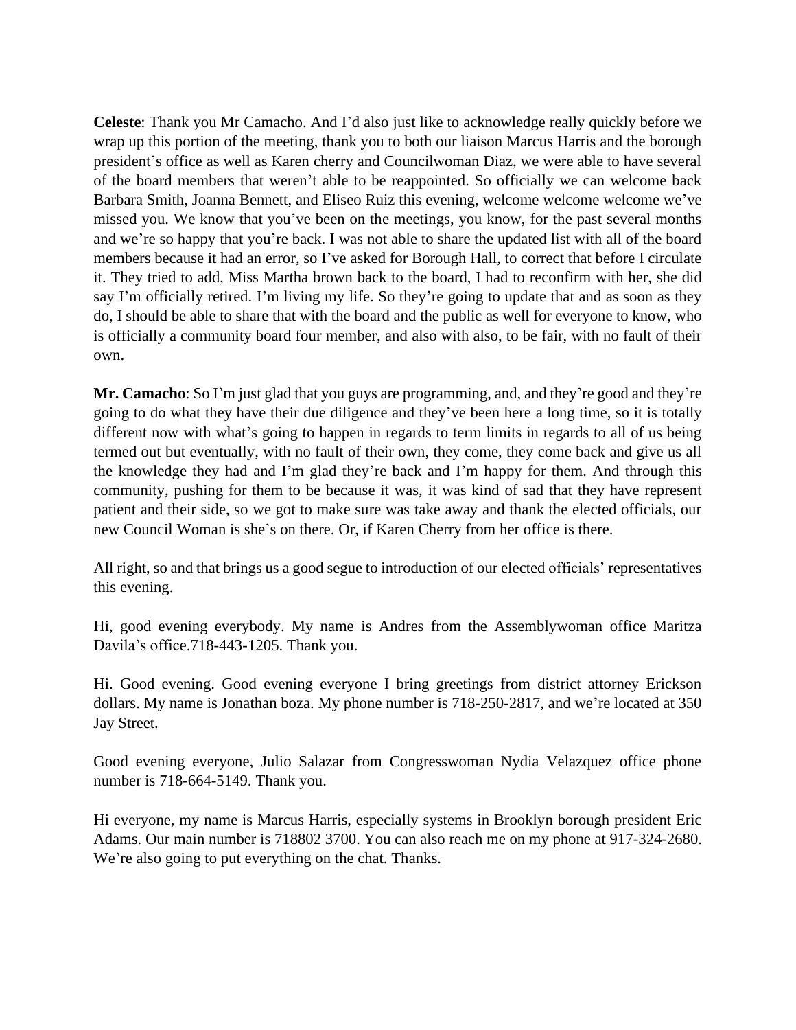**Celeste**: Thank you Mr Camacho. And I'd also just like to acknowledge really quickly before we wrap up this portion of the meeting, thank you to both our liaison Marcus Harris and the borough president's office as well as Karen cherry and Councilwoman Diaz, we were able to have several of the board members that weren't able to be reappointed. So officially we can welcome back Barbara Smith, Joanna Bennett, and Eliseo Ruiz this evening, welcome welcome welcome we've missed you. We know that you've been on the meetings, you know, for the past several months and we're so happy that you're back. I was not able to share the updated list with all of the board members because it had an error, so I've asked for Borough Hall, to correct that before I circulate it. They tried to add, Miss Martha brown back to the board, I had to reconfirm with her, she did say I'm officially retired. I'm living my life. So they're going to update that and as soon as they do, I should be able to share that with the board and the public as well for everyone to know, who is officially a community board four member, and also with also, to be fair, with no fault of their own.

**Mr. Camacho**: So I'm just glad that you guys are programming, and, and they're good and they're going to do what they have their due diligence and they've been here a long time, so it is totally different now with what's going to happen in regards to term limits in regards to all of us being termed out but eventually, with no fault of their own, they come, they come back and give us all the knowledge they had and I'm glad they're back and I'm happy for them. And through this community, pushing for them to be because it was, it was kind of sad that they have represent patient and their side, so we got to make sure was take away and thank the elected officials, our new Council Woman is she's on there. Or, if Karen Cherry from her office is there.

All right, so and that brings us a good segue to introduction of our elected officials' representatives this evening.

Hi, good evening everybody. My name is Andres from the Assemblywoman office Maritza Davila's office.718-443-1205. Thank you.

Hi. Good evening. Good evening everyone I bring greetings from district attorney Erickson dollars. My name is Jonathan boza. My phone number is 718-250-2817, and we're located at 350 Jay Street.

Good evening everyone, Julio Salazar from Congresswoman Nydia Velazquez office phone number is 718-664-5149. Thank you.

Hi everyone, my name is Marcus Harris, especially systems in Brooklyn borough president Eric Adams. Our main number is 718802 3700. You can also reach me on my phone at 917-324-2680. We're also going to put everything on the chat. Thanks.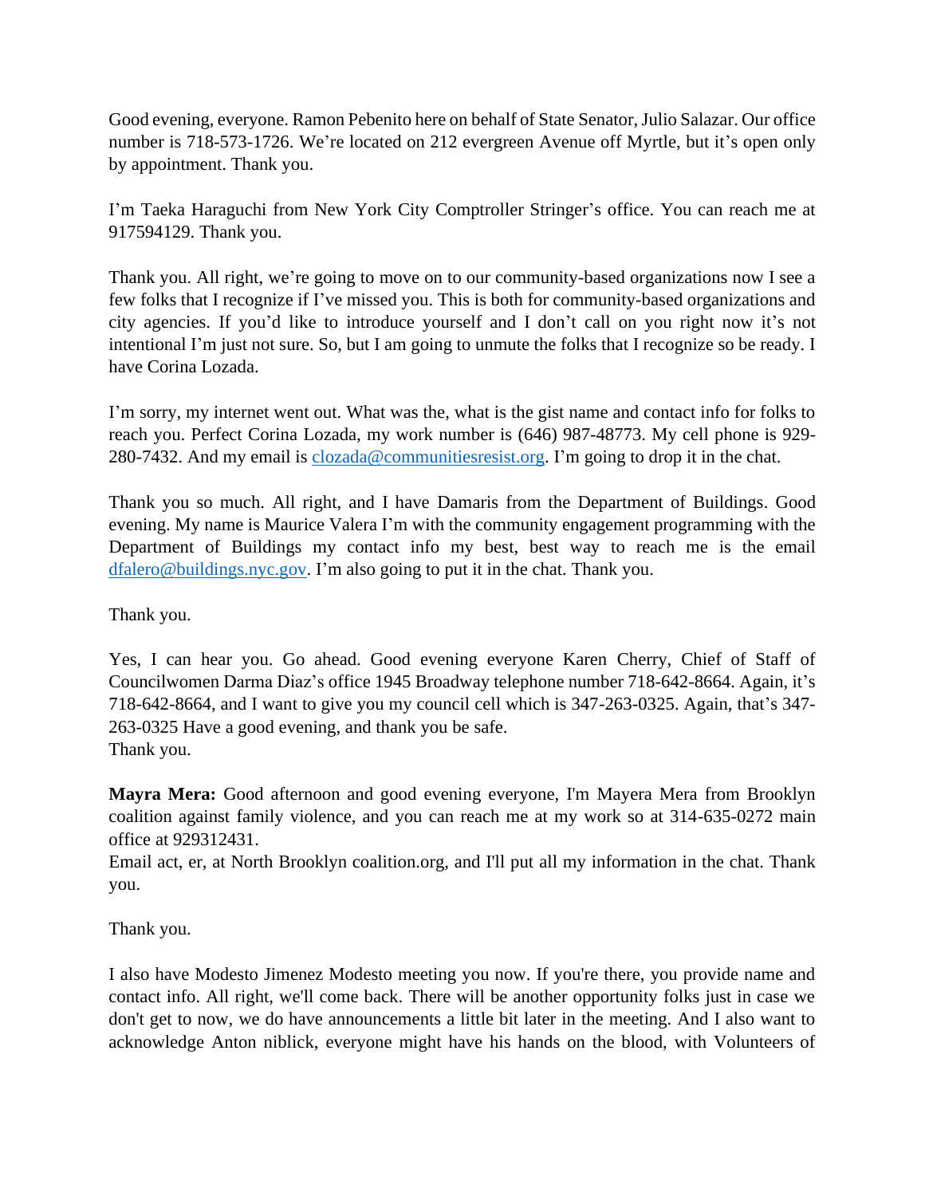Good evening, everyone. Ramon Pebenito here on behalf of State Senator, Julio Salazar. Our office number is 718-573-1726. We're located on 212 evergreen Avenue off Myrtle, but it's open only by appointment. Thank you.

I'm Taeka Haraguchi from New York City Comptroller Stringer's office. You can reach me at 917594129. Thank you.

Thank you. All right, we're going to move on to our community-based organizations now I see a few folks that I recognize if I've missed you. This is both for community-based organizations and city agencies. If you'd like to introduce yourself and I don't call on you right now it's not intentional I'm just not sure. So, but I am going to unmute the folks that I recognize so be ready. I have Corina Lozada.

I'm sorry, my internet went out. What was the, what is the gist name and contact info for folks to reach you. Perfect Corina Lozada, my work number is (646) 987-48773. My cell phone is 929-280-7432. And my email is clozada@communitiesresist.org. I'm going to drop it in the chat.

Thank you so much. All right, and I have Damaris from the Department of Buildings. Good evening. My name is Maurice Valera I'm with the community engagement programming with the Department of Buildings my contact info my best, best way to reach me is the email dfalero@buildings.nyc.gov. I'm also going to put it in the chat. Thank you.

Thank you.

Yes, I can hear you. Go ahead. Good evening everyone Karen Cherry, Chief of Staff of Councilwomen Darma Diaz's office 1945 Broadway telephone number 718-642-8664. Again, it's 718-642-8664, and I want to give you my council cell which is 347-263-0325. Again, that's 347-263-0325 Have a good evening, and thank you be safe.
Thank you.

**Mayra Mera:** Good afternoon and good evening everyone, I'm Mayera Mera from Brooklyn coalition against family violence, and you can reach me at my work so at 314-635-0272 main office at 929312431.
Email act, er, at North Brooklyn coalition.org, and I'll put all my information in the chat. Thank you.

Thank you.

I also have Modesto Jimenez Modesto meeting you now. If you're there, you provide name and contact info. All right, we'll come back. There will be another opportunity folks just in case we don't get to now, we do have announcements a little bit later in the meeting. And I also want to acknowledge Anton niblick, everyone might have his hands on the blood, with Volunteers of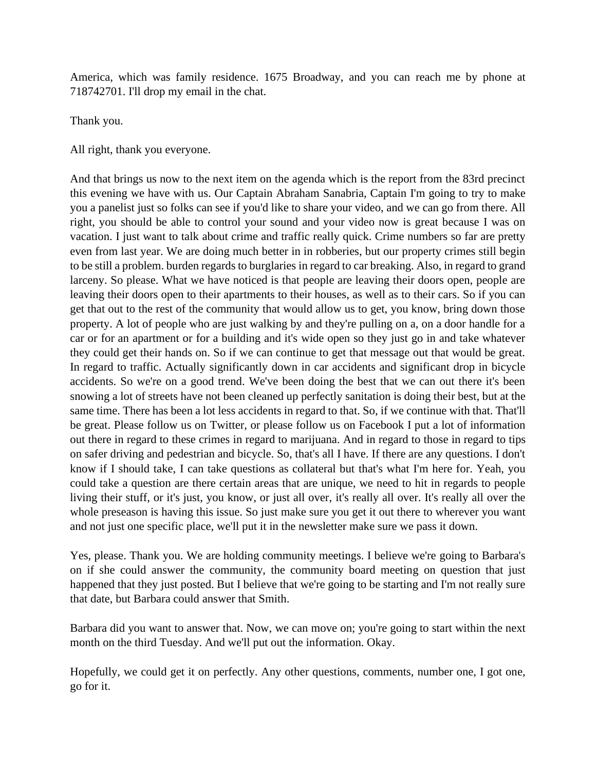America, which was family residence. 1675 Broadway, and you can reach me by phone at 718742701. I'll drop my email in the chat.

Thank you.

All right, thank you everyone.

And that brings us now to the next item on the agenda which is the report from the 83rd precinct this evening we have with us. Our Captain Abraham Sanabria, Captain I'm going to try to make you a panelist just so folks can see if you'd like to share your video, and we can go from there. All right, you should be able to control your sound and your video now is great because I was on vacation. I just want to talk about crime and traffic really quick. Crime numbers so far are pretty even from last year. We are doing much better in in robberies, but our property crimes still begin to be still a problem. burden regards to burglaries in regard to car breaking. Also, in regard to grand larceny. So please. What we have noticed is that people are leaving their doors open, people are leaving their doors open to their apartments to their houses, as well as to their cars. So if you can get that out to the rest of the community that would allow us to get, you know, bring down those property. A lot of people who are just walking by and they're pulling on a, on a door handle for a car or for an apartment or for a building and it's wide open so they just go in and take whatever they could get their hands on. So if we can continue to get that message out that would be great. In regard to traffic. Actually significantly down in car accidents and significant drop in bicycle accidents. So we're on a good trend. We've been doing the best that we can out there it's been snowing a lot of streets have not been cleaned up perfectly sanitation is doing their best, but at the same time. There has been a lot less accidents in regard to that. So, if we continue with that. That'll be great. Please follow us on Twitter, or please follow us on Facebook I put a lot of information out there in regard to these crimes in regard to marijuana. And in regard to those in regard to tips on safer driving and pedestrian and bicycle. So, that's all I have. If there are any questions. I don't know if I should take, I can take questions as collateral but that's what I'm here for. Yeah, you could take a question are there certain areas that are unique, we need to hit in regards to people living their stuff, or it's just, you know, or just all over, it's really all over. It's really all over the whole preseason is having this issue. So just make sure you get it out there to wherever you want and not just one specific place, we'll put it in the newsletter make sure we pass it down.

Yes, please. Thank you. We are holding community meetings. I believe we're going to Barbara's on if she could answer the community, the community board meeting on question that just happened that they just posted. But I believe that we're going to be starting and I'm not really sure that date, but Barbara could answer that Smith.

Barbara did you want to answer that. Now, we can move on; you're going to start within the next month on the third Tuesday. And we'll put out the information. Okay.

Hopefully, we could get it on perfectly. Any other questions, comments, number one, I got one, go for it.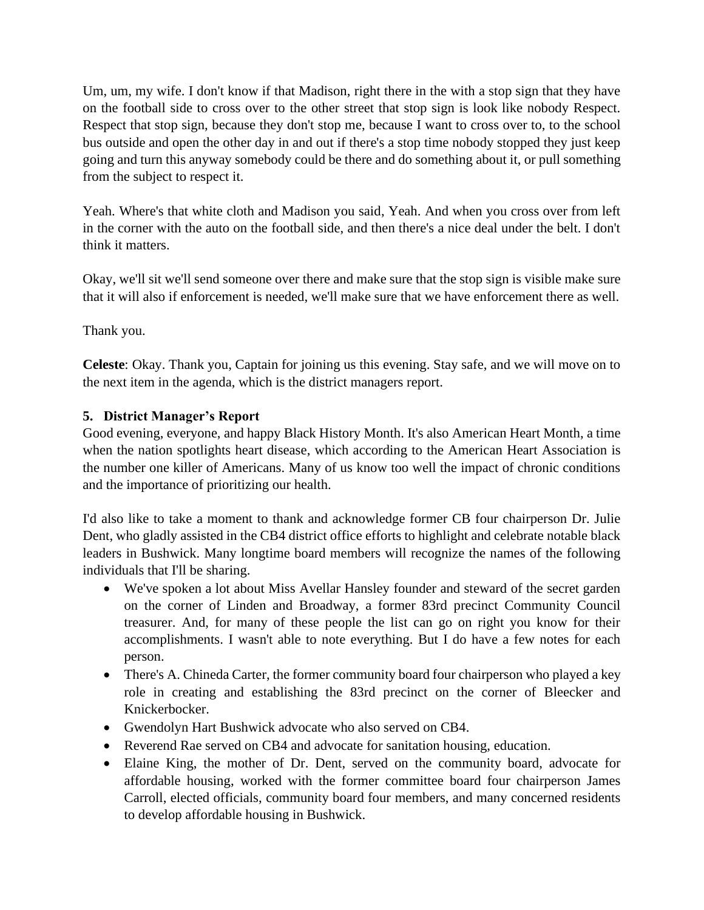Um, um, my wife. I don't know if that Madison, right there in the with a stop sign that they have on the football side to cross over to the other street that stop sign is look like nobody Respect. Respect that stop sign, because they don't stop me, because I want to cross over to, to the school bus outside and open the other day in and out if there's a stop time nobody stopped they just keep going and turn this anyway somebody could be there and do something about it, or pull something from the subject to respect it.

Yeah. Where's that white cloth and Madison you said, Yeah. And when you cross over from left in the corner with the auto on the football side, and then there's a nice deal under the belt. I don't think it matters.

Okay, we'll sit we'll send someone over there and make sure that the stop sign is visible make sure that it will also if enforcement is needed, we'll make sure that we have enforcement there as well.

Thank you.

**Celeste**: Okay. Thank you, Captain for joining us this evening. Stay safe, and we will move on to the next item in the agenda, which is the district managers report.

**5. District Manager's Report**

Good evening, everyone, and happy Black History Month. It's also American Heart Month, a time when the nation spotlights heart disease, which according to the American Heart Association is the number one killer of Americans. Many of us know too well the impact of chronic conditions and the importance of prioritizing our health.

I'd also like to take a moment to thank and acknowledge former CB four chairperson Dr. Julie Dent, who gladly assisted in the CB4 district office efforts to highlight and celebrate notable black leaders in Bushwick. Many longtime board members will recognize the names of the following individuals that I'll be sharing.

- We've spoken a lot about Miss Avellar Hansley founder and steward of the secret garden on the corner of Linden and Broadway, a former 83rd precinct Community Council treasurer. And, for many of these people the list can go on right you know for their accomplishments. I wasn't able to note everything. But I do have a few notes for each person.
- There's A. Chineda Carter, the former community board four chairperson who played a key role in creating and establishing the 83rd precinct on the corner of Bleecker and Knickerbocker.
- Gwendolyn Hart Bushwick advocate who also served on CB4.
- Reverend Rae served on CB4 and advocate for sanitation housing, education.
- Elaine King, the mother of Dr. Dent, served on the community board, advocate for affordable housing, worked with the former committee board four chairperson James Carroll, elected officials, community board four members, and many concerned residents to develop affordable housing in Bushwick.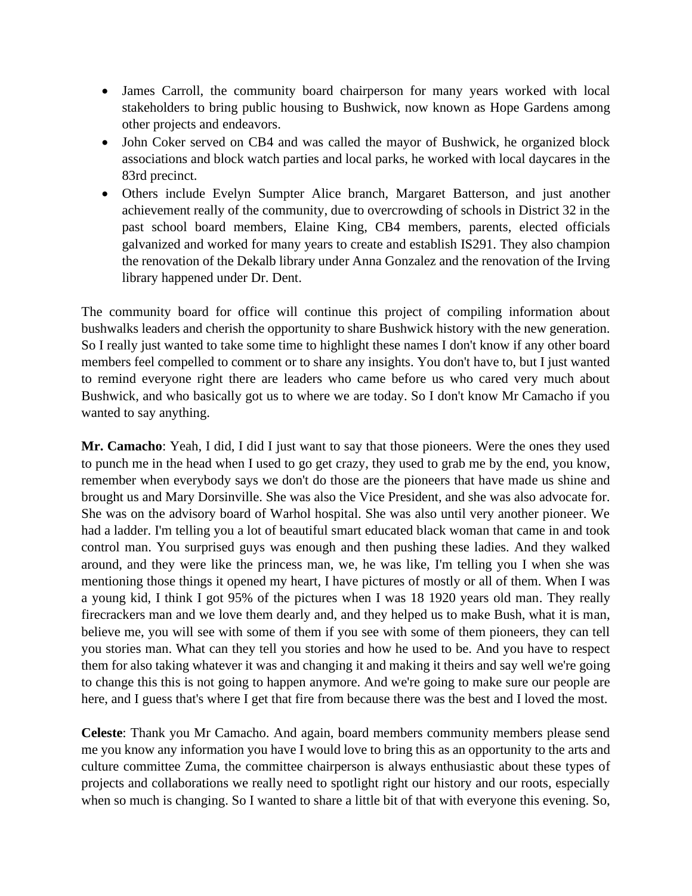- James Carroll, the community board chairperson for many years worked with local stakeholders to bring public housing to Bushwick, now known as Hope Gardens among other projects and endeavors.
- John Coker served on CB4 and was called the mayor of Bushwick, he organized block associations and block watch parties and local parks, he worked with local daycares in the 83rd precinct.
- Others include Evelyn Sumpter Alice branch, Margaret Batterson, and just another achievement really of the community, due to overcrowding of schools in District 32 in the past school board members, Elaine King, CB4 members, parents, elected officials galvanized and worked for many years to create and establish IS291. They also champion the renovation of the Dekalb library under Anna Gonzalez and the renovation of the Irving library happened under Dr. Dent.

The community board for office will continue this project of compiling information about bushwalks leaders and cherish the opportunity to share Bushwick history with the new generation. So I really just wanted to take some time to highlight these names I don't know if any other board members feel compelled to comment or to share any insights. You don't have to, but I just wanted to remind everyone right there are leaders who came before us who cared very much about Bushwick, and who basically got us to where we are today. So I don't know Mr Camacho if you wanted to say anything.

**Mr. Camacho**: Yeah, I did, I did I just want to say that those pioneers. Were the ones they used to punch me in the head when I used to go get crazy, they used to grab me by the end, you know, remember when everybody says we don't do those are the pioneers that have made us shine and brought us and Mary Dorsinville. She was also the Vice President, and she was also advocate for. She was on the advisory board of Warhol hospital. She was also until very another pioneer. We had a ladder. I'm telling you a lot of beautiful smart educated black woman that came in and took control man. You surprised guys was enough and then pushing these ladies. And they walked around, and they were like the princess man, we, he was like, I'm telling you I when she was mentioning those things it opened my heart, I have pictures of mostly or all of them. When I was a young kid, I think I got 95% of the pictures when I was 18 1920 years old man. They really firecrackers man and we love them dearly and, and they helped us to make Bush, what it is man, believe me, you will see with some of them if you see with some of them pioneers, they can tell you stories man. What can they tell you stories and how he used to be. And you have to respect them for also taking whatever it was and changing it and making it theirs and say well we're going to change this this is not going to happen anymore. And we're going to make sure our people are here, and I guess that's where I get that fire from because there was the best and I loved the most.

**Celeste**: Thank you Mr Camacho. And again, board members community members please send me you know any information you have I would love to bring this as an opportunity to the arts and culture committee Zuma, the committee chairperson is always enthusiastic about these types of projects and collaborations we really need to spotlight right our history and our roots, especially when so much is changing. So I wanted to share a little bit of that with everyone this evening. So,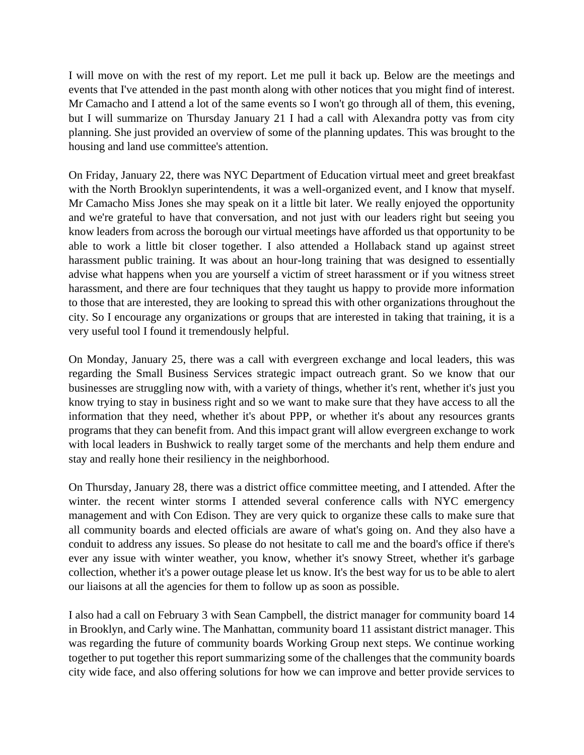I will move on with the rest of my report. Let me pull it back up. Below are the meetings and events that I've attended in the past month along with other notices that you might find of interest. Mr Camacho and I attend a lot of the same events so I won't go through all of them, this evening, but I will summarize on Thursday January 21 I had a call with Alexandra potty vas from city planning. She just provided an overview of some of the planning updates. This was brought to the housing and land use committee's attention.

On Friday, January 22, there was NYC Department of Education virtual meet and greet breakfast with the North Brooklyn superintendents, it was a well-organized event, and I know that myself. Mr Camacho Miss Jones she may speak on it a little bit later. We really enjoyed the opportunity and we're grateful to have that conversation, and not just with our leaders right but seeing you know leaders from across the borough our virtual meetings have afforded us that opportunity to be able to work a little bit closer together. I also attended a Hollaback stand up against street harassment public training. It was about an hour-long training that was designed to essentially advise what happens when you are yourself a victim of street harassment or if you witness street harassment, and there are four techniques that they taught us happy to provide more information to those that are interested, they are looking to spread this with other organizations throughout the city. So I encourage any organizations or groups that are interested in taking that training, it is a very useful tool I found it tremendously helpful.

On Monday, January 25, there was a call with evergreen exchange and local leaders, this was regarding the Small Business Services strategic impact outreach grant. So we know that our businesses are struggling now with, with a variety of things, whether it's rent, whether it's just you know trying to stay in business right and so we want to make sure that they have access to all the information that they need, whether it's about PPP, or whether it's about any resources grants programs that they can benefit from. And this impact grant will allow evergreen exchange to work with local leaders in Bushwick to really target some of the merchants and help them endure and stay and really hone their resiliency in the neighborhood.

On Thursday, January 28, there was a district office committee meeting, and I attended. After the winter. the recent winter storms I attended several conference calls with NYC emergency management and with Con Edison. They are very quick to organize these calls to make sure that all community boards and elected officials are aware of what's going on. And they also have a conduit to address any issues. So please do not hesitate to call me and the board's office if there's ever any issue with winter weather, you know, whether it's snowy Street, whether it's garbage collection, whether it's a power outage please let us know. It's the best way for us to be able to alert our liaisons at all the agencies for them to follow up as soon as possible.

I also had a call on February 3 with Sean Campbell, the district manager for community board 14 in Brooklyn, and Carly wine. The Manhattan, community board 11 assistant district manager. This was regarding the future of community boards Working Group next steps. We continue working together to put together this report summarizing some of the challenges that the community boards city wide face, and also offering solutions for how we can improve and better provide services to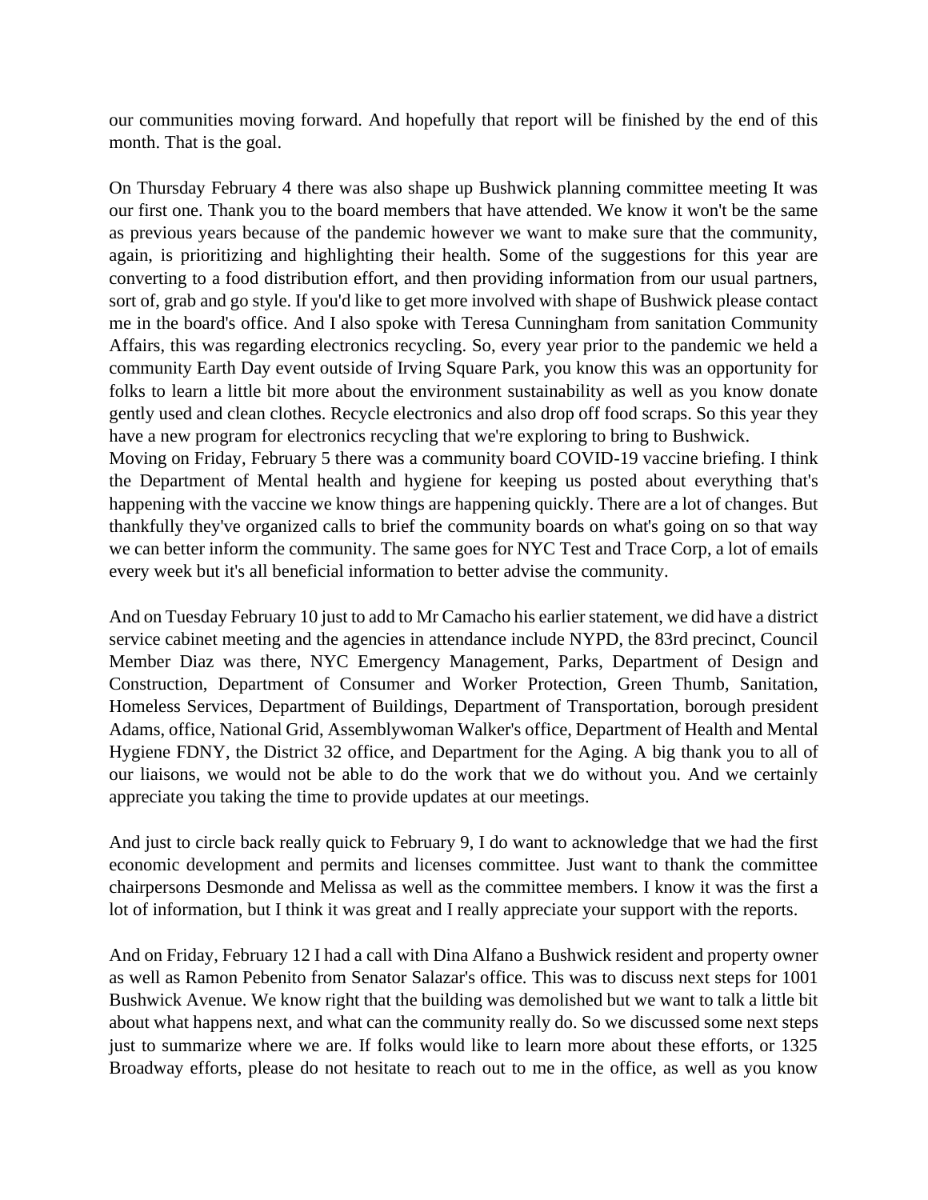our communities moving forward. And hopefully that report will be finished by the end of this month. That is the goal.

On Thursday February 4 there was also shape up Bushwick planning committee meeting It was our first one. Thank you to the board members that have attended. We know it won't be the same as previous years because of the pandemic however we want to make sure that the community, again, is prioritizing and highlighting their health. Some of the suggestions for this year are converting to a food distribution effort, and then providing information from our usual partners, sort of, grab and go style. If you'd like to get more involved with shape of Bushwick please contact me in the board's office. And I also spoke with Teresa Cunningham from sanitation Community Affairs, this was regarding electronics recycling. So, every year prior to the pandemic we held a community Earth Day event outside of Irving Square Park, you know this was an opportunity for folks to learn a little bit more about the environment sustainability as well as you know donate gently used and clean clothes. Recycle electronics and also drop off food scraps. So this year they have a new program for electronics recycling that we're exploring to bring to Bushwick.
Moving on Friday, February 5 there was a community board COVID-19 vaccine briefing. I think the Department of Mental health and hygiene for keeping us posted about everything that's happening with the vaccine we know things are happening quickly. There are a lot of changes. But thankfully they've organized calls to brief the community boards on what's going on so that way we can better inform the community. The same goes for NYC Test and Trace Corp, a lot of emails every week but it's all beneficial information to better advise the community.

And on Tuesday February 10 just to add to Mr Camacho his earlier statement, we did have a district service cabinet meeting and the agencies in attendance include NYPD, the 83rd precinct, Council Member Diaz was there, NYC Emergency Management, Parks, Department of Design and Construction, Department of Consumer and Worker Protection, Green Thumb, Sanitation, Homeless Services, Department of Buildings, Department of Transportation, borough president Adams, office, National Grid, Assemblywoman Walker's office, Department of Health and Mental Hygiene FDNY, the District 32 office, and Department for the Aging. A big thank you to all of our liaisons, we would not be able to do the work that we do without you. And we certainly appreciate you taking the time to provide updates at our meetings.

And just to circle back really quick to February 9, I do want to acknowledge that we had the first economic development and permits and licenses committee. Just want to thank the committee chairpersons Desmonde and Melissa as well as the committee members. I know it was the first a lot of information, but I think it was great and I really appreciate your support with the reports.

And on Friday, February 12 I had a call with Dina Alfano a Bushwick resident and property owner as well as Ramon Pebenito from Senator Salazar's office. This was to discuss next steps for 1001 Bushwick Avenue. We know right that the building was demolished but we want to talk a little bit about what happens next, and what can the community really do. So we discussed some next steps just to summarize where we are. If folks would like to learn more about these efforts, or 1325 Broadway efforts, please do not hesitate to reach out to me in the office, as well as you know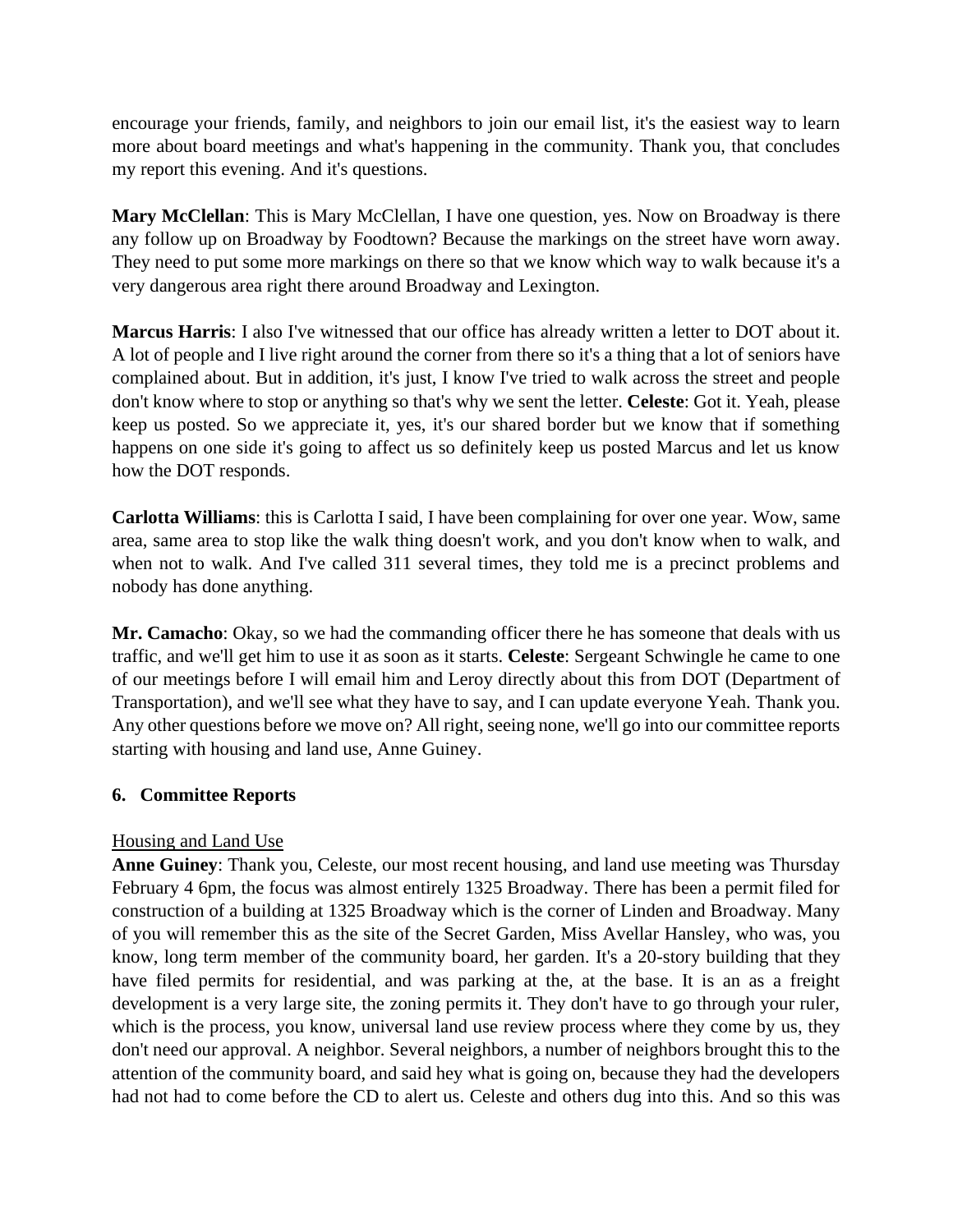encourage your friends, family, and neighbors to join our email list, it's the easiest way to learn more about board meetings and what's happening in the community. Thank you, that concludes my report this evening. And it's questions.

**Mary McClellan**: This is Mary McClellan, I have one question, yes. Now on Broadway is there any follow up on Broadway by Foodtown? Because the markings on the street have worn away. They need to put some more markings on there so that we know which way to walk because it's a very dangerous area right there around Broadway and Lexington.

**Marcus Harris**: I also I've witnessed that our office has already written a letter to DOT about it. A lot of people and I live right around the corner from there so it's a thing that a lot of seniors have complained about. But in addition, it's just, I know I've tried to walk across the street and people don't know where to stop or anything so that's why we sent the letter. **Celeste**: Got it. Yeah, please keep us posted. So we appreciate it, yes, it's our shared border but we know that if something happens on one side it's going to affect us so definitely keep us posted Marcus and let us know how the DOT responds.

**Carlotta Williams**: this is Carlotta I said, I have been complaining for over one year. Wow, same area, same area to stop like the walk thing doesn't work, and you don't know when to walk, and when not to walk. And I've called 311 several times, they told me is a precinct problems and nobody has done anything.

**Mr. Camacho**: Okay, so we had the commanding officer there he has someone that deals with us traffic, and we'll get him to use it as soon as it starts. **Celeste**: Sergeant Schwingle he came to one of our meetings before I will email him and Leroy directly about this from DOT (Department of Transportation), and we'll see what they have to say, and I can update everyone Yeah. Thank you. Any other questions before we move on? All right, seeing none, we'll go into our committee reports starting with housing and land use, Anne Guiney.

## 6. Committee Reports

Housing and Land Use

**Anne Guiney**: Thank you, Celeste, our most recent housing, and land use meeting was Thursday February 4 6pm, the focus was almost entirely 1325 Broadway. There has been a permit filed for construction of a building at 1325 Broadway which is the corner of Linden and Broadway. Many of you will remember this as the site of the Secret Garden, Miss Avellar Hansley, who was, you know, long term member of the community board, her garden. It's a 20-story building that they have filed permits for residential, and was parking at the, at the base. It is an as a freight development is a very large site, the zoning permits it. They don't have to go through your ruler, which is the process, you know, universal land use review process where they come by us, they don't need our approval. A neighbor. Several neighbors, a number of neighbors brought this to the attention of the community board, and said hey what is going on, because they had the developers had not had to come before the CD to alert us. Celeste and others dug into this. And so this was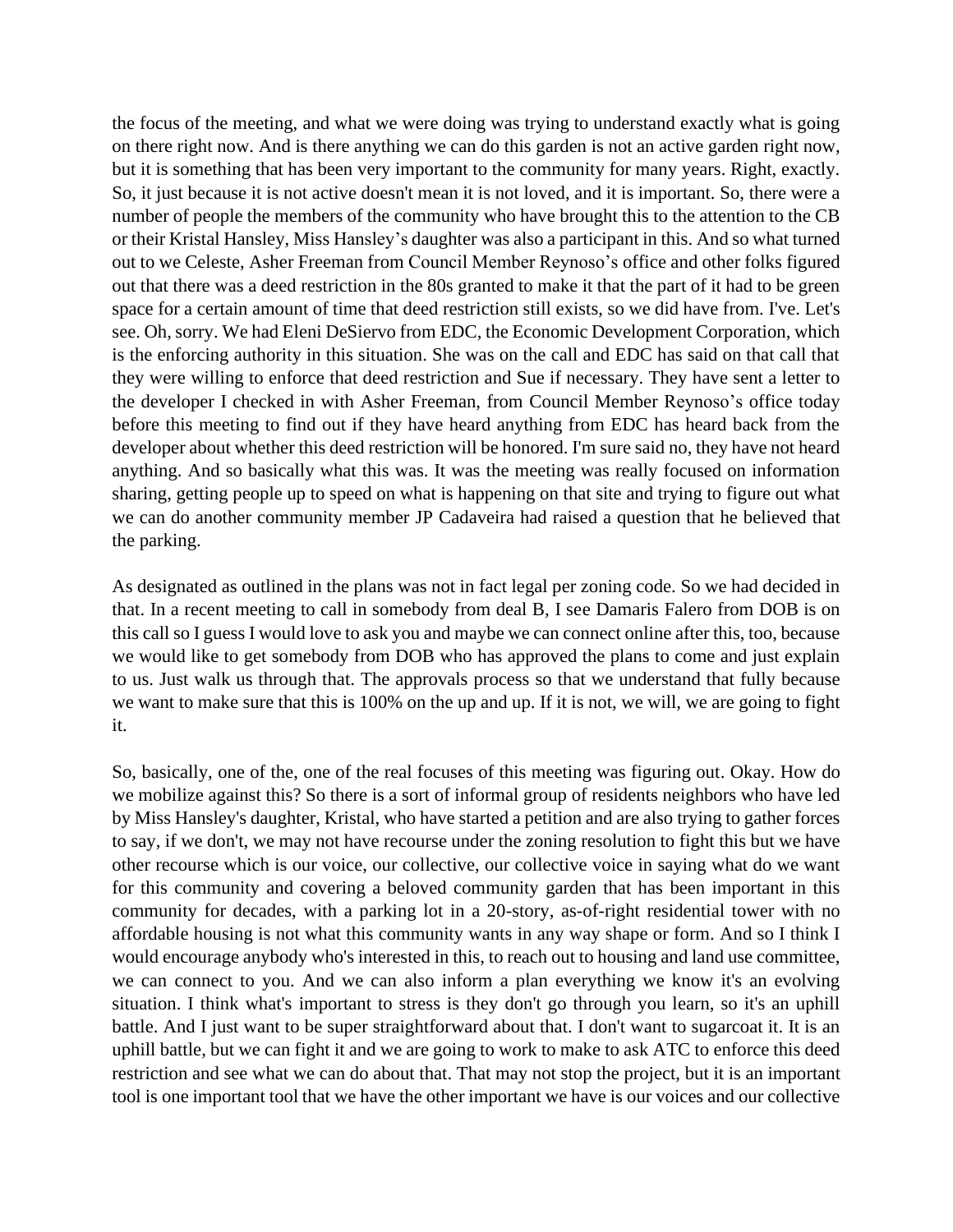the focus of the meeting, and what we were doing was trying to understand exactly what is going on there right now. And is there anything we can do this garden is not an active garden right now, but it is something that has been very important to the community for many years. Right, exactly. So, it just because it is not active doesn't mean it is not loved, and it is important. So, there were a number of people the members of the community who have brought this to the attention to the CB or their Kristal Hansley, Miss Hansley's daughter was also a participant in this. And so what turned out to we Celeste, Asher Freeman from Council Member Reynoso's office and other folks figured out that there was a deed restriction in the 80s granted to make it that the part of it had to be green space for a certain amount of time that deed restriction still exists, so we did have from. I've. Let's see. Oh, sorry. We had Eleni DeSiervo from EDC, the Economic Development Corporation, which is the enforcing authority in this situation. She was on the call and EDC has said on that call that they were willing to enforce that deed restriction and Sue if necessary. They have sent a letter to the developer I checked in with Asher Freeman, from Council Member Reynoso's office today before this meeting to find out if they have heard anything from EDC has heard back from the developer about whether this deed restriction will be honored. I'm sure said no, they have not heard anything. And so basically what this was. It was the meeting was really focused on information sharing, getting people up to speed on what is happening on that site and trying to figure out what we can do another community member JP Cadaveira had raised a question that he believed that the parking.

As designated as outlined in the plans was not in fact legal per zoning code. So we had decided in that. In a recent meeting to call in somebody from deal B, I see Damaris Falero from DOB is on this call so I guess I would love to ask you and maybe we can connect online after this, too, because we would like to get somebody from DOB who has approved the plans to come and just explain to us. Just walk us through that. The approvals process so that we understand that fully because we want to make sure that this is 100% on the up and up. If it is not, we will, we are going to fight it.

So, basically, one of the, one of the real focuses of this meeting was figuring out. Okay. How do we mobilize against this? So there is a sort of informal group of residents neighbors who have led by Miss Hansley's daughter, Kristal, who have started a petition and are also trying to gather forces to say, if we don't, we may not have recourse under the zoning resolution to fight this but we have other recourse which is our voice, our collective, our collective voice in saying what do we want for this community and covering a beloved community garden that has been important in this community for decades, with a parking lot in a 20-story, as-of-right residential tower with no affordable housing is not what this community wants in any way shape or form. And so I think I would encourage anybody who's interested in this, to reach out to housing and land use committee, we can connect to you. And we can also inform a plan everything we know it's an evolving situation. I think what's important to stress is they don't go through you learn, so it's an uphill battle. And I just want to be super straightforward about that. I don't want to sugarcoat it. It is an uphill battle, but we can fight it and we are going to work to make to ask ATC to enforce this deed restriction and see what we can do about that. That may not stop the project, but it is an important tool is one important tool that we have the other important we have is our voices and our collective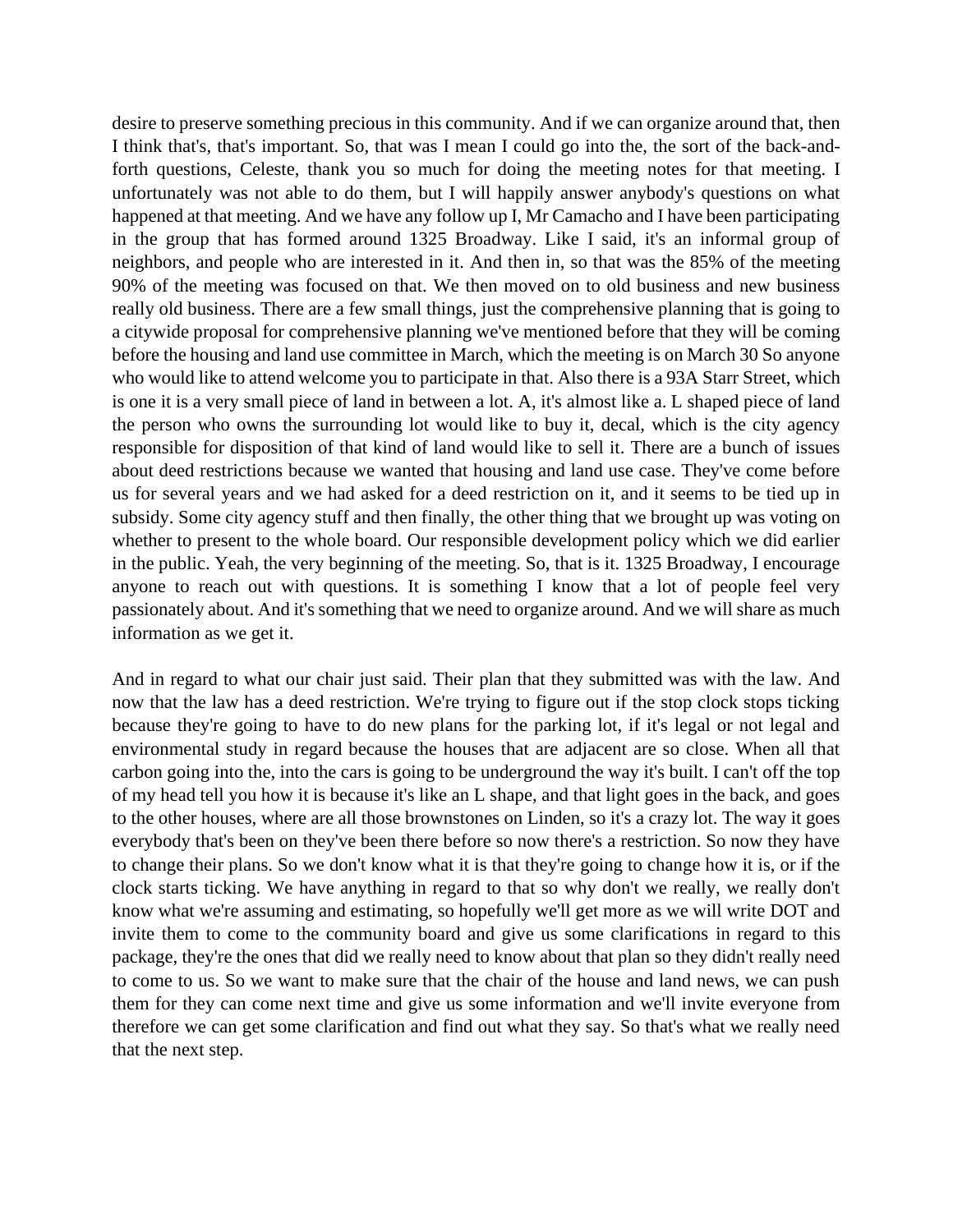desire to preserve something precious in this community. And if we can organize around that, then I think that's, that's important. So, that was I mean I could go into the, the sort of the back-and-forth questions, Celeste, thank you so much for doing the meeting notes for that meeting. I unfortunately was not able to do them, but I will happily answer anybody's questions on what happened at that meeting. And we have any follow up I, Mr Camacho and I have been participating in the group that has formed around 1325 Broadway. Like I said, it's an informal group of neighbors, and people who are interested in it. And then in, so that was the 85% of the meeting 90% of the meeting was focused on that. We then moved on to old business and new business really old business. There are a few small things, just the comprehensive planning that is going to a citywide proposal for comprehensive planning we've mentioned before that they will be coming before the housing and land use committee in March, which the meeting is on March 30 So anyone who would like to attend welcome you to participate in that. Also there is a 93A Starr Street, which is one it is a very small piece of land in between a lot. A, it's almost like a. L shaped piece of land the person who owns the surrounding lot would like to buy it, decal, which is the city agency responsible for disposition of that kind of land would like to sell it. There are a bunch of issues about deed restrictions because we wanted that housing and land use case. They've come before us for several years and we had asked for a deed restriction on it, and it seems to be tied up in subsidy. Some city agency stuff and then finally, the other thing that we brought up was voting on whether to present to the whole board. Our responsible development policy which we did earlier in the public. Yeah, the very beginning of the meeting. So, that is it. 1325 Broadway, I encourage anyone to reach out with questions. It is something I know that a lot of people feel very passionately about. And it's something that we need to organize around. And we will share as much information as we get it.

And in regard to what our chair just said. Their plan that they submitted was with the law. And now that the law has a deed restriction. We're trying to figure out if the stop clock stops ticking because they're going to have to do new plans for the parking lot, if it's legal or not legal and environmental study in regard because the houses that are adjacent are so close. When all that carbon going into the, into the cars is going to be underground the way it's built. I can't off the top of my head tell you how it is because it's like an L shape, and that light goes in the back, and goes to the other houses, where are all those brownstones on Linden, so it's a crazy lot. The way it goes everybody that's been on they've been there before so now there's a restriction. So now they have to change their plans. So we don't know what it is that they're going to change how it is, or if the clock starts ticking. We have anything in regard to that so why don't we really, we really don't know what we're assuming and estimating, so hopefully we'll get more as we will write DOT and invite them to come to the community board and give us some clarifications in regard to this package, they're the ones that did we really need to know about that plan so they didn't really need to come to us. So we want to make sure that the chair of the house and land news, we can push them for they can come next time and give us some information and we'll invite everyone from therefore we can get some clarification and find out what they say. So that's what we really need that the next step.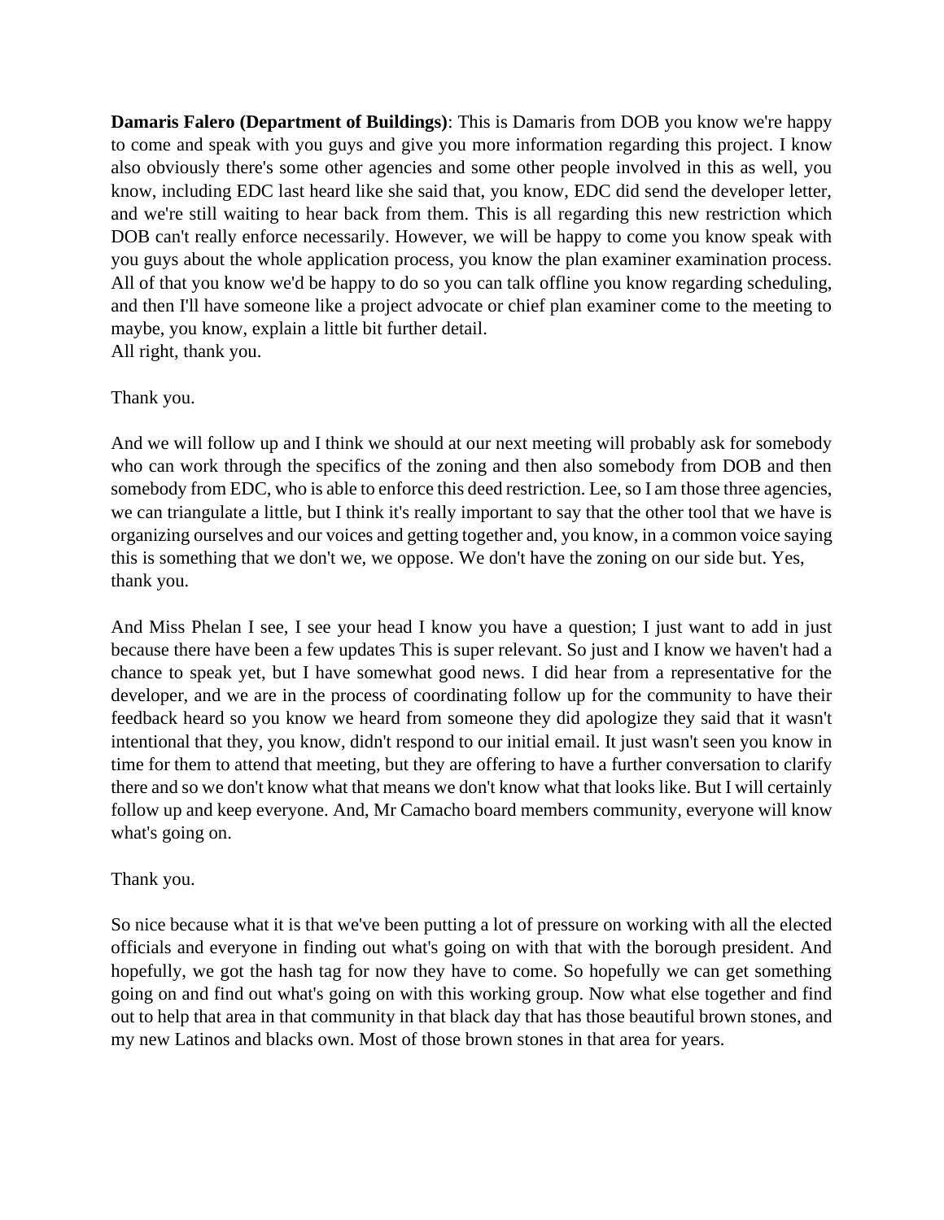**Damaris Falero (Department of Buildings)**: This is Damaris from DOB you know we're happy to come and speak with you guys and give you more information regarding this project. I know also obviously there's some other agencies and some other people involved in this as well, you know, including EDC last heard like she said that, you know, EDC did send the developer letter, and we're still waiting to hear back from them. This is all regarding this new restriction which DOB can't really enforce necessarily. However, we will be happy to come you know speak with you guys about the whole application process, you know the plan examiner examination process. All of that you know we'd be happy to do so you can talk offline you know regarding scheduling, and then I'll have someone like a project advocate or chief plan examiner come to the meeting to maybe, you know, explain a little bit further detail.
All right, thank you.

Thank you.

And we will follow up and I think we should at our next meeting will probably ask for somebody who can work through the specifics of the zoning and then also somebody from DOB and then somebody from EDC, who is able to enforce this deed restriction. Lee, so I am those three agencies, we can triangulate a little, but I think it's really important to say that the other tool that we have is organizing ourselves and our voices and getting together and, you know, in a common voice saying this is something that we don't we, we oppose. We don't have the zoning on our side but. Yes, thank you.

And Miss Phelan I see, I see your head I know you have a question; I just want to add in just because there have been a few updates This is super relevant. So just and I know we haven't had a chance to speak yet, but I have somewhat good news. I did hear from a representative for the developer, and we are in the process of coordinating follow up for the community to have their feedback heard so you know we heard from someone they did apologize they said that it wasn't intentional that they, you know, didn't respond to our initial email. It just wasn't seen you know in time for them to attend that meeting, but they are offering to have a further conversation to clarify there and so we don't know what that means we don't know what that looks like. But I will certainly follow up and keep everyone. And, Mr Camacho board members community, everyone will know what's going on.

Thank you.

So nice because what it is that we've been putting a lot of pressure on working with all the elected officials and everyone in finding out what's going on with that with the borough president. And hopefully, we got the hash tag for now they have to come. So hopefully we can get something going on and find out what's going on with this working group. Now what else together and find out to help that area in that community in that black day that has those beautiful brown stones, and my new Latinos and blacks own. Most of those brown stones in that area for years.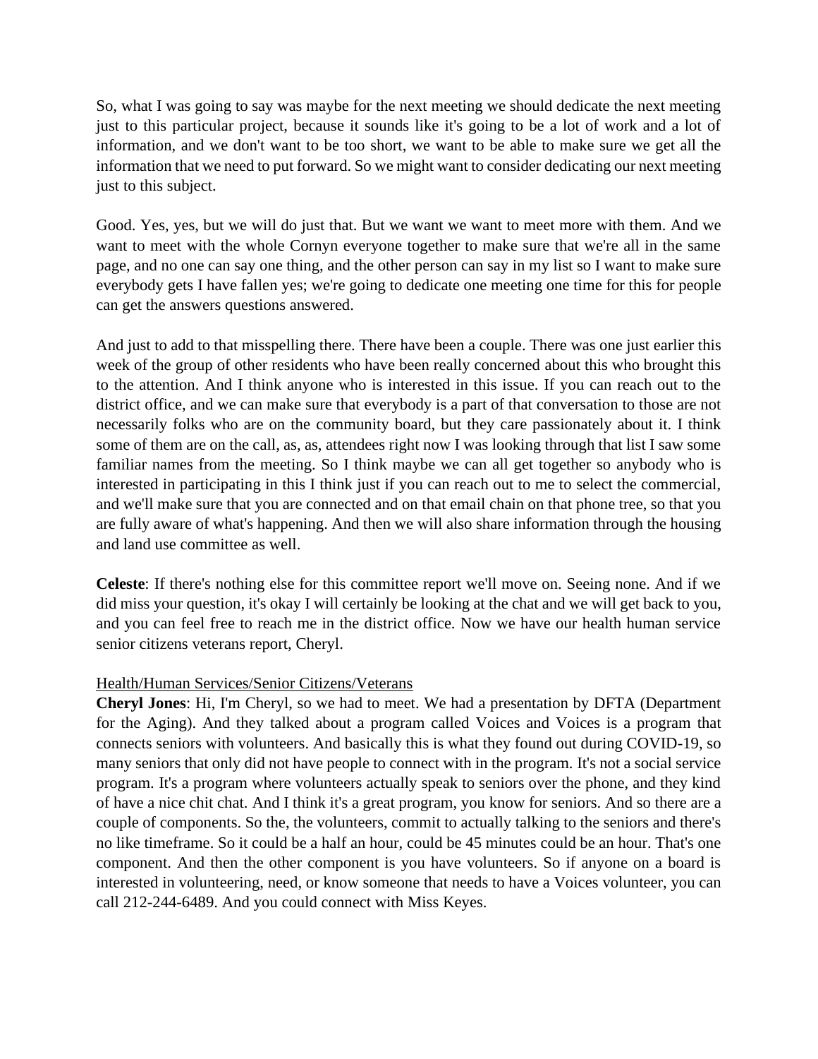So, what I was going to say was maybe for the next meeting we should dedicate the next meeting just to this particular project, because it sounds like it's going to be a lot of work and a lot of information, and we don't want to be too short, we want to be able to make sure we get all the information that we need to put forward. So we might want to consider dedicating our next meeting just to this subject.

Good. Yes, yes, but we will do just that. But we want we want to meet more with them. And we want to meet with the whole Cornyn everyone together to make sure that we're all in the same page, and no one can say one thing, and the other person can say in my list so I want to make sure everybody gets I have fallen yes; we're going to dedicate one meeting one time for this for people can get the answers questions answered.

And just to add to that misspelling there. There have been a couple. There was one just earlier this week of the group of other residents who have been really concerned about this who brought this to the attention. And I think anyone who is interested in this issue. If you can reach out to the district office, and we can make sure that everybody is a part of that conversation to those are not necessarily folks who are on the community board, but they care passionately about it. I think some of them are on the call, as, as, attendees right now I was looking through that list I saw some familiar names from the meeting. So I think maybe we can all get together so anybody who is interested in participating in this I think just if you can reach out to me to select the commercial, and we'll make sure that you are connected and on that email chain on that phone tree, so that you are fully aware of what's happening. And then we will also share information through the housing and land use committee as well.

**Celeste**: If there's nothing else for this committee report we'll move on. Seeing none. And if we did miss your question, it's okay I will certainly be looking at the chat and we will get back to you, and you can feel free to reach me in the district office. Now we have our health human service senior citizens veterans report, Cheryl.

<u>Health/Human Services/Senior Citizens/Veterans</u>

**Cheryl Jones**: Hi, I'm Cheryl, so we had to meet. We had a presentation by DFTA (Department for the Aging). And they talked about a program called Voices and Voices is a program that connects seniors with volunteers. And basically this is what they found out during COVID-19, so many seniors that only did not have people to connect with in the program. It's not a social service program. It's a program where volunteers actually speak to seniors over the phone, and they kind of have a nice chit chat. And I think it's a great program, you know for seniors. And so there are a couple of components. So the, the volunteers, commit to actually talking to the seniors and there's no like timeframe. So it could be a half an hour, could be 45 minutes could be an hour. That's one component. And then the other component is you have volunteers. So if anyone on a board is interested in volunteering, need, or know someone that needs to have a Voices volunteer, you can call 212-244-6489. And you could connect with Miss Keyes.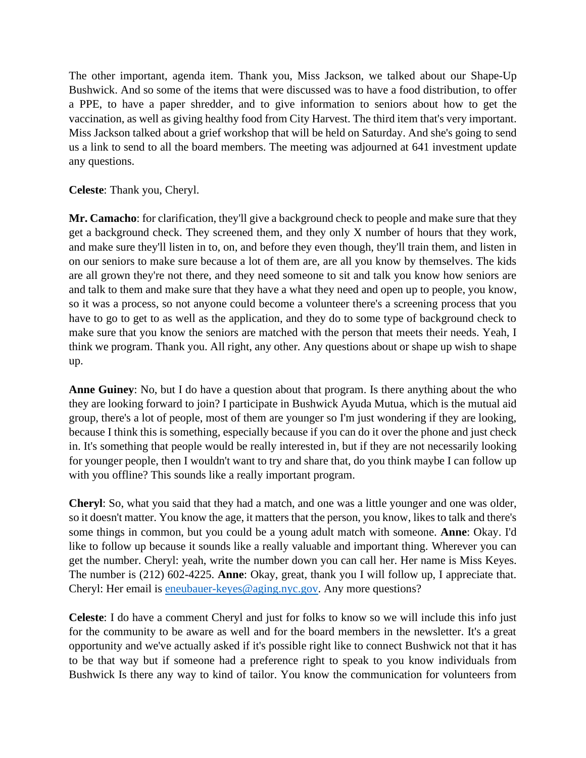The other important, agenda item. Thank you, Miss Jackson, we talked about our Shape-Up Bushwick. And so some of the items that were discussed was to have a food distribution, to offer a PPE, to have a paper shredder, and to give information to seniors about how to get the vaccination, as well as giving healthy food from City Harvest. The third item that's very important. Miss Jackson talked about a grief workshop that will be held on Saturday. And she's going to send us a link to send to all the board members. The meeting was adjourned at 641 investment update any questions.

**Celeste**: Thank you, Cheryl.

**Mr. Camacho**: for clarification, they'll give a background check to people and make sure that they get a background check. They screened them, and they only X number of hours that they work, and make sure they'll listen in to, on, and before they even though, they'll train them, and listen in on our seniors to make sure because a lot of them are, are all you know by themselves. The kids are all grown they're not there, and they need someone to sit and talk you know how seniors are and talk to them and make sure that they have a what they need and open up to people, you know, so it was a process, so not anyone could become a volunteer there's a screening process that you have to go to get to as well as the application, and they do to some type of background check to make sure that you know the seniors are matched with the person that meets their needs. Yeah, I think we program. Thank you. All right, any other. Any questions about or shape up wish to shape up.

**Anne Guiney**: No, but I do have a question about that program. Is there anything about the who they are looking forward to join? I participate in Bushwick Ayuda Mutua, which is the mutual aid group, there's a lot of people, most of them are younger so I'm just wondering if they are looking, because I think this is something, especially because if you can do it over the phone and just check in. It's something that people would be really interested in, but if they are not necessarily looking for younger people, then I wouldn't want to try and share that, do you think maybe I can follow up with you offline? This sounds like a really important program.

**Cheryl**: So, what you said that they had a match, and one was a little younger and one was older, so it doesn't matter. You know the age, it matters that the person, you know, likes to talk and there's some things in common, but you could be a young adult match with someone. **Anne**: Okay. I'd like to follow up because it sounds like a really valuable and important thing. Wherever you can get the number. Cheryl: yeah, write the number down you can call her. Her name is Miss Keyes. The number is (212) 602-4225. **Anne**: Okay, great, thank you I will follow up, I appreciate that. Cheryl: Her email is eneubauer-keyes@aging.nyc.gov. Any more questions?

**Celeste**: I do have a comment Cheryl and just for folks to know so we will include this info just for the community to be aware as well and for the board members in the newsletter. It's a great opportunity and we've actually asked if it's possible right like to connect Bushwick not that it has to be that way but if someone had a preference right to speak to you know individuals from Bushwick Is there any way to kind of tailor. You know the communication for volunteers from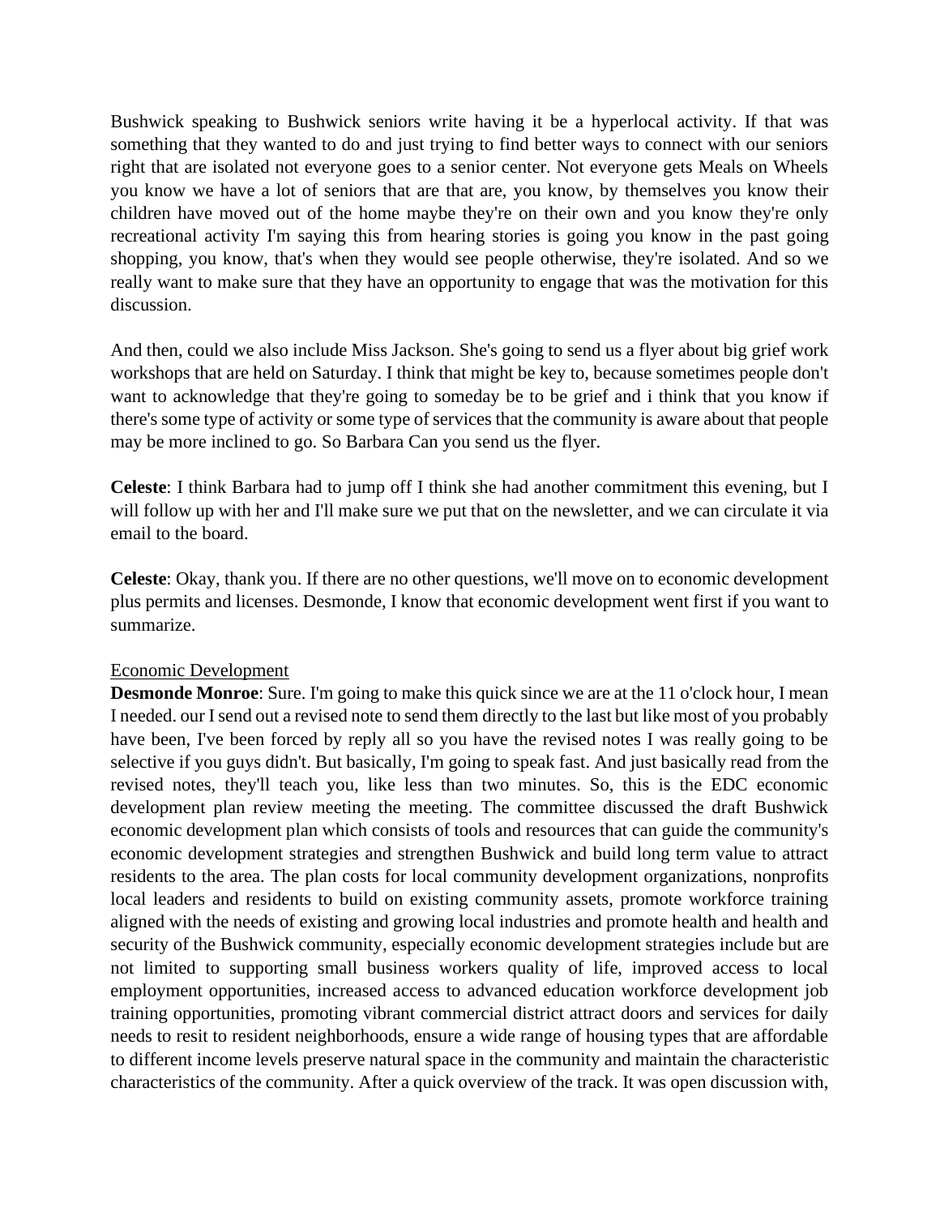Bushwick speaking to Bushwick seniors write having it be a hyperlocal activity. If that was something that they wanted to do and just trying to find better ways to connect with our seniors right that are isolated not everyone goes to a senior center. Not everyone gets Meals on Wheels you know we have a lot of seniors that are that are, you know, by themselves you know their children have moved out of the home maybe they're on their own and you know they're only recreational activity I'm saying this from hearing stories is going you know in the past going shopping, you know, that's when they would see people otherwise, they're isolated. And so we really want to make sure that they have an opportunity to engage that was the motivation for this discussion.

And then, could we also include Miss Jackson. She's going to send us a flyer about big grief work workshops that are held on Saturday. I think that might be key to, because sometimes people don't want to acknowledge that they're going to someday be to be grief and i think that you know if there's some type of activity or some type of services that the community is aware about that people may be more inclined to go. So Barbara Can you send us the flyer.

**Celeste**: I think Barbara had to jump off I think she had another commitment this evening, but I will follow up with her and I'll make sure we put that on the newsletter, and we can circulate it via email to the board.

**Celeste**: Okay, thank you. If there are no other questions, we'll move on to economic development plus permits and licenses. Desmonde, I know that economic development went first if you want to summarize.

<u>Economic Development</u>

**Desmonde Monroe**: Sure. I'm going to make this quick since we are at the 11 o'clock hour, I mean I needed. our I send out a revised note to send them directly to the last but like most of you probably have been, I've been forced by reply all so you have the revised notes I was really going to be selective if you guys didn't. But basically, I'm going to speak fast. And just basically read from the revised notes, they'll teach you, like less than two minutes. So, this is the EDC economic development plan review meeting the meeting. The committee discussed the draft Bushwick economic development plan which consists of tools and resources that can guide the community's economic development strategies and strengthen Bushwick and build long term value to attract residents to the area. The plan costs for local community development organizations, nonprofits local leaders and residents to build on existing community assets, promote workforce training aligned with the needs of existing and growing local industries and promote health and health and security of the Bushwick community, especially economic development strategies include but are not limited to supporting small business workers quality of life, improved access to local employment opportunities, increased access to advanced education workforce development job training opportunities, promoting vibrant commercial district attract doors and services for daily needs to resit to resident neighborhoods, ensure a wide range of housing types that are affordable to different income levels preserve natural space in the community and maintain the characteristic characteristics of the community. After a quick overview of the track. It was open discussion with,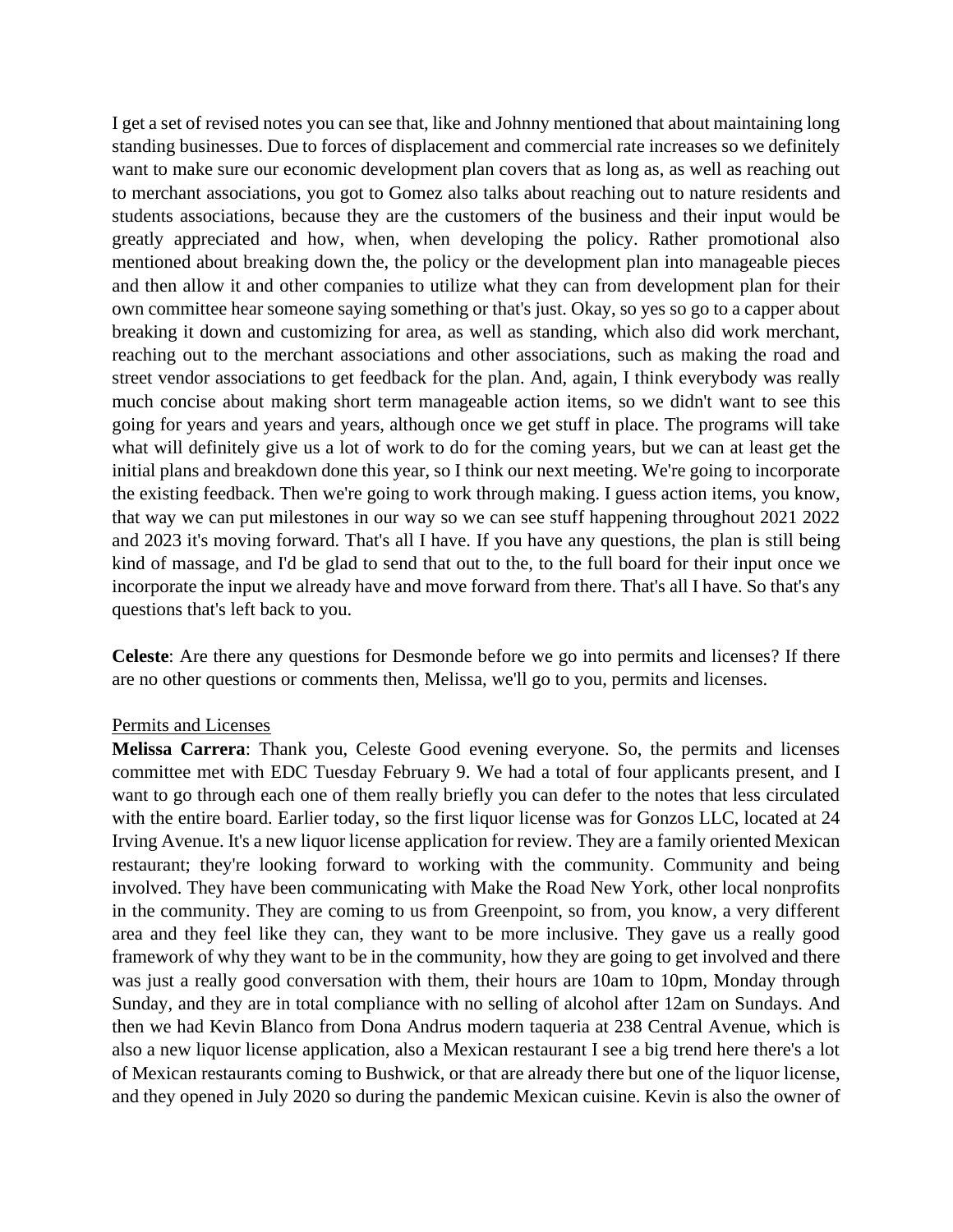I get a set of revised notes you can see that, like and Johnny mentioned that about maintaining long standing businesses. Due to forces of displacement and commercial rate increases so we definitely want to make sure our economic development plan covers that as long as, as well as reaching out to merchant associations, you got to Gomez also talks about reaching out to nature residents and students associations, because they are the customers of the business and their input would be greatly appreciated and how, when, when developing the policy. Rather promotional also mentioned about breaking down the, the policy or the development plan into manageable pieces and then allow it and other companies to utilize what they can from development plan for their own committee hear someone saying something or that's just. Okay, so yes so go to a capper about breaking it down and customizing for area, as well as standing, which also did work merchant, reaching out to the merchant associations and other associations, such as making the road and street vendor associations to get feedback for the plan. And, again, I think everybody was really much concise about making short term manageable action items, so we didn't want to see this going for years and years and years, although once we get stuff in place. The programs will take what will definitely give us a lot of work to do for the coming years, but we can at least get the initial plans and breakdown done this year, so I think our next meeting. We're going to incorporate the existing feedback. Then we're going to work through making. I guess action items, you know, that way we can put milestones in our way so we can see stuff happening throughout 2021 2022 and 2023 it's moving forward. That's all I have. If you have any questions, the plan is still being kind of massage, and I'd be glad to send that out to the, to the full board for their input once we incorporate the input we already have and move forward from there. That's all I have. So that's any questions that's left back to you.

**Celeste**: Are there any questions for Desmonde before we go into permits and licenses? If there are no other questions or comments then, Melissa, we'll go to you, permits and licenses.

<u>Permits and Licenses</u>

**Melissa Carrera**: Thank you, Celeste Good evening everyone. So, the permits and licenses committee met with EDC Tuesday February 9. We had a total of four applicants present, and I want to go through each one of them really briefly you can defer to the notes that less circulated with the entire board. Earlier today, so the first liquor license was for Gonzos LLC, located at 24 Irving Avenue. It's a new liquor license application for review. They are a family oriented Mexican restaurant; they're looking forward to working with the community. Community and being involved. They have been communicating with Make the Road New York, other local nonprofits in the community. They are coming to us from Greenpoint, so from, you know, a very different area and they feel like they can, they want to be more inclusive. They gave us a really good framework of why they want to be in the community, how they are going to get involved and there was just a really good conversation with them, their hours are 10am to 10pm, Monday through Sunday, and they are in total compliance with no selling of alcohol after 12am on Sundays. And then we had Kevin Blanco from Dona Andrus modern taqueria at 238 Central Avenue, which is also a new liquor license application, also a Mexican restaurant I see a big trend here there's a lot of Mexican restaurants coming to Bushwick, or that are already there but one of the liquor license, and they opened in July 2020 so during the pandemic Mexican cuisine. Kevin is also the owner of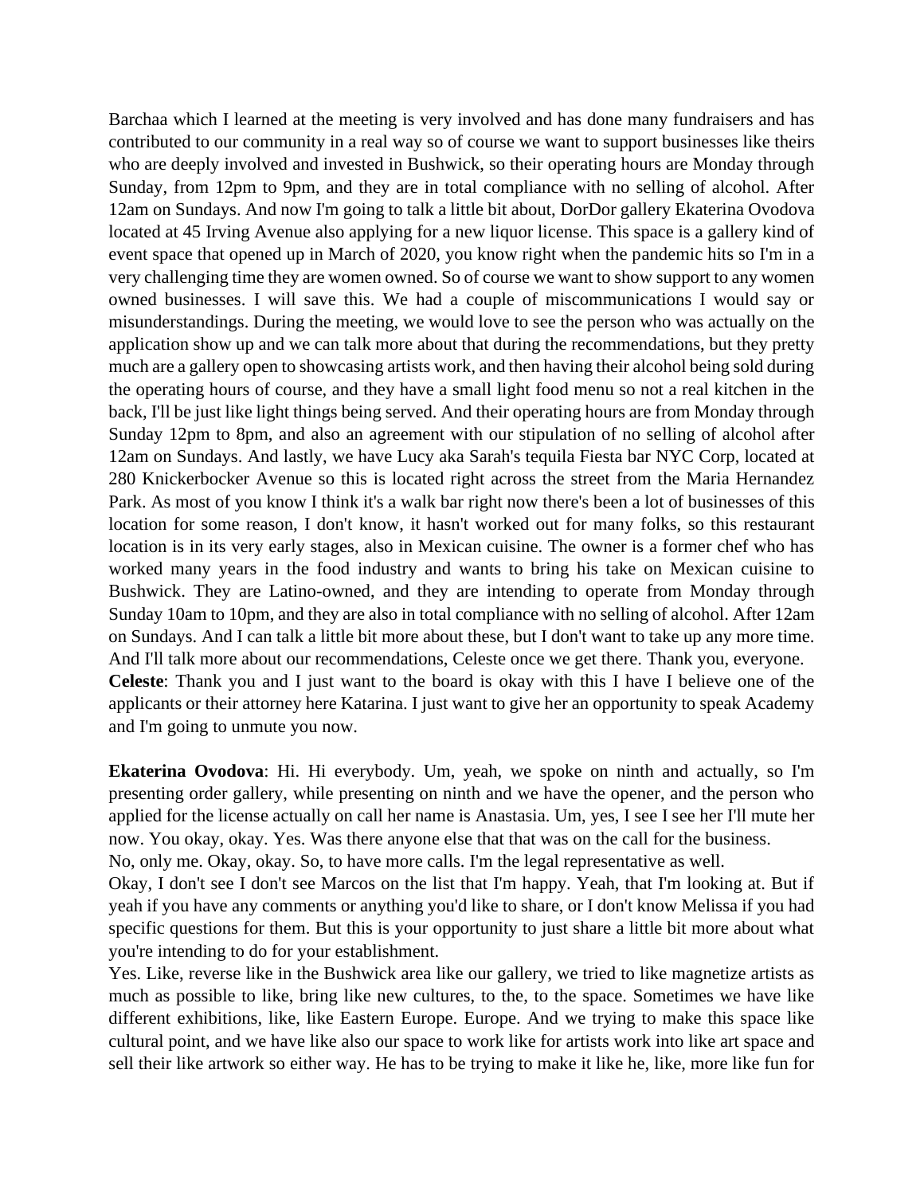Barchaa which I learned at the meeting is very involved and has done many fundraisers and has contributed to our community in a real way so of course we want to support businesses like theirs who are deeply involved and invested in Bushwick, so their operating hours are Monday through Sunday, from 12pm to 9pm, and they are in total compliance with no selling of alcohol. After 12am on Sundays. And now I'm going to talk a little bit about, DorDor gallery Ekaterina Ovodova located at 45 Irving Avenue also applying for a new liquor license. This space is a gallery kind of event space that opened up in March of 2020, you know right when the pandemic hits so I'm in a very challenging time they are women owned. So of course we want to show support to any women owned businesses. I will save this. We had a couple of miscommunications I would say or misunderstandings. During the meeting, we would love to see the person who was actually on the application show up and we can talk more about that during the recommendations, but they pretty much are a gallery open to showcasing artists work, and then having their alcohol being sold during the operating hours of course, and they have a small light food menu so not a real kitchen in the back, I'll be just like light things being served. And their operating hours are from Monday through Sunday 12pm to 8pm, and also an agreement with our stipulation of no selling of alcohol after 12am on Sundays. And lastly, we have Lucy aka Sarah's tequila Fiesta bar NYC Corp, located at 280 Knickerbocker Avenue so this is located right across the street from the Maria Hernandez Park. As most of you know I think it's a walk bar right now there's been a lot of businesses of this location for some reason, I don't know, it hasn't worked out for many folks, so this restaurant location is in its very early stages, also in Mexican cuisine. The owner is a former chef who has worked many years in the food industry and wants to bring his take on Mexican cuisine to Bushwick. They are Latino-owned, and they are intending to operate from Monday through Sunday 10am to 10pm, and they are also in total compliance with no selling of alcohol. After 12am on Sundays. And I can talk a little bit more about these, but I don't want to take up any more time. And I'll talk more about our recommendations, Celeste once we get there. Thank you, everyone.

**Celeste**: Thank you and I just want to the board is okay with this I have I believe one of the applicants or their attorney here Katarina. I just want to give her an opportunity to speak Academy and I'm going to unmute you now.

**Ekaterina Ovodova**: Hi. Hi everybody. Um, yeah, we spoke on ninth and actually, so I'm presenting order gallery, while presenting on ninth and we have the opener, and the person who applied for the license actually on call her name is Anastasia. Um, yes, I see I see her I'll mute her now. You okay, okay. Yes. Was there anyone else that that was on the call for the business.

No, only me. Okay, okay. So, to have more calls. I'm the legal representative as well.

Okay, I don't see I don't see Marcos on the list that I'm happy. Yeah, that I'm looking at. But if yeah if you have any comments or anything you'd like to share, or I don't know Melissa if you had specific questions for them. But this is your opportunity to just share a little bit more about what you're intending to do for your establishment.

Yes. Like, reverse like in the Bushwick area like our gallery, we tried to like magnetize artists as much as possible to like, bring like new cultures, to the, to the space. Sometimes we have like different exhibitions, like, like Eastern Europe. Europe. And we trying to make this space like cultural point, and we have like also our space to work like for artists work into like art space and sell their like artwork so either way. He has to be trying to make it like he, like, more like fun for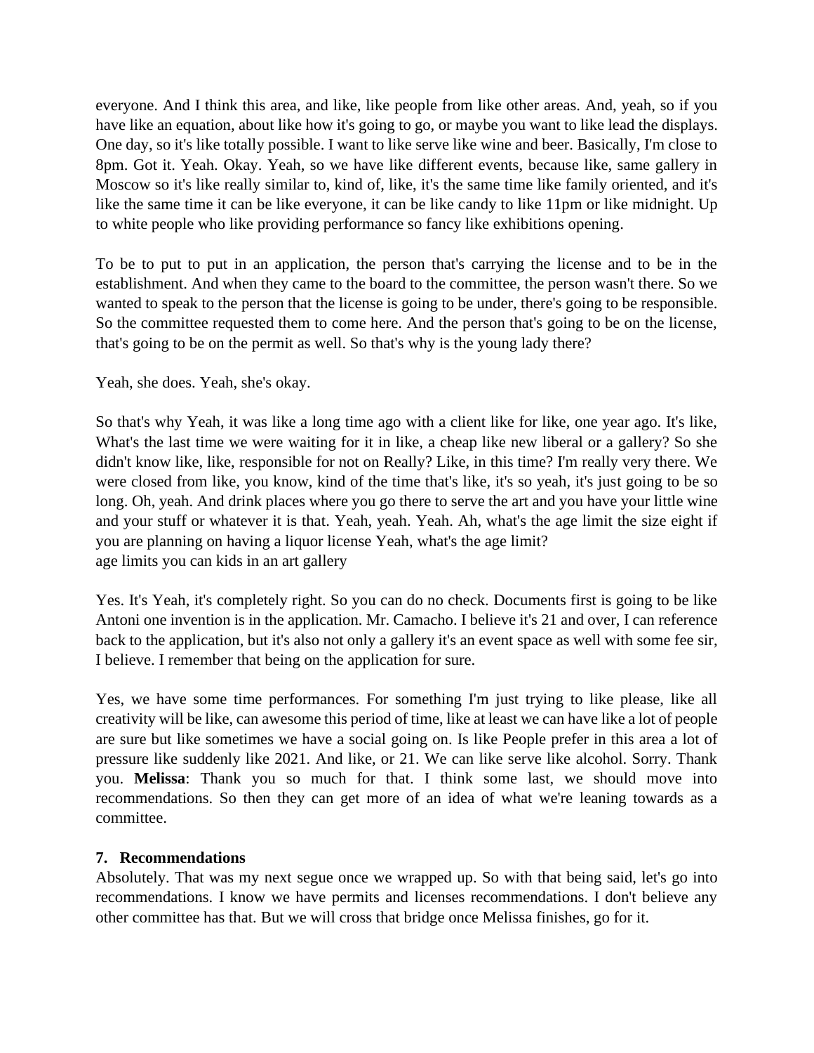everyone. And I think this area, and like, like people from like other areas. And, yeah, so if you have like an equation, about like how it's going to go, or maybe you want to like lead the displays. One day, so it's like totally possible. I want to like serve like wine and beer. Basically, I'm close to 8pm. Got it. Yeah. Okay. Yeah, so we have like different events, because like, same gallery in Moscow so it's like really similar to, kind of, like, it's the same time like family oriented, and it's like the same time it can be like everyone, it can be like candy to like 11pm or like midnight. Up to white people who like providing performance so fancy like exhibitions opening.

To be to put to put in an application, the person that's carrying the license and to be in the establishment. And when they came to the board to the committee, the person wasn't there. So we wanted to speak to the person that the license is going to be under, there's going to be responsible. So the committee requested them to come here. And the person that's going to be on the license, that's going to be on the permit as well. So that's why is the young lady there?

Yeah, she does. Yeah, she's okay.

So that's why Yeah, it was like a long time ago with a client like for like, one year ago. It's like, What's the last time we were waiting for it in like, a cheap like new liberal or a gallery? So she didn't know like, like, responsible for not on Really? Like, in this time? I'm really very there. We were closed from like, you know, kind of the time that's like, it's so yeah, it's just going to be so long. Oh, yeah. And drink places where you go there to serve the art and you have your little wine and your stuff or whatever it is that. Yeah, yeah. Yeah. Ah, what's the age limit the size eight if you are planning on having a liquor license Yeah, what's the age limit?
age limits you can kids in an art gallery

Yes. It's Yeah, it's completely right. So you can do no check. Documents first is going to be like Antoni one invention is in the application. Mr. Camacho. I believe it's 21 and over, I can reference back to the application, but it's also not only a gallery it's an event space as well with some fee sir, I believe. I remember that being on the application for sure.

Yes, we have some time performances. For something I'm just trying to like please, like all creativity will be like, can awesome this period of time, like at least we can have like a lot of people are sure but like sometimes we have a social going on. Is like People prefer in this area a lot of pressure like suddenly like 2021. And like, or 21. We can like serve like alcohol. Sorry. Thank you. **Melissa**: Thank you so much for that. I think some last, we should move into recommendations. So then they can get more of an idea of what we're leaning towards as a committee.

## 7. Recommendations

Absolutely. That was my next segue once we wrapped up. So with that being said, let's go into recommendations. I know we have permits and licenses recommendations. I don't believe any other committee has that. But we will cross that bridge once Melissa finishes, go for it.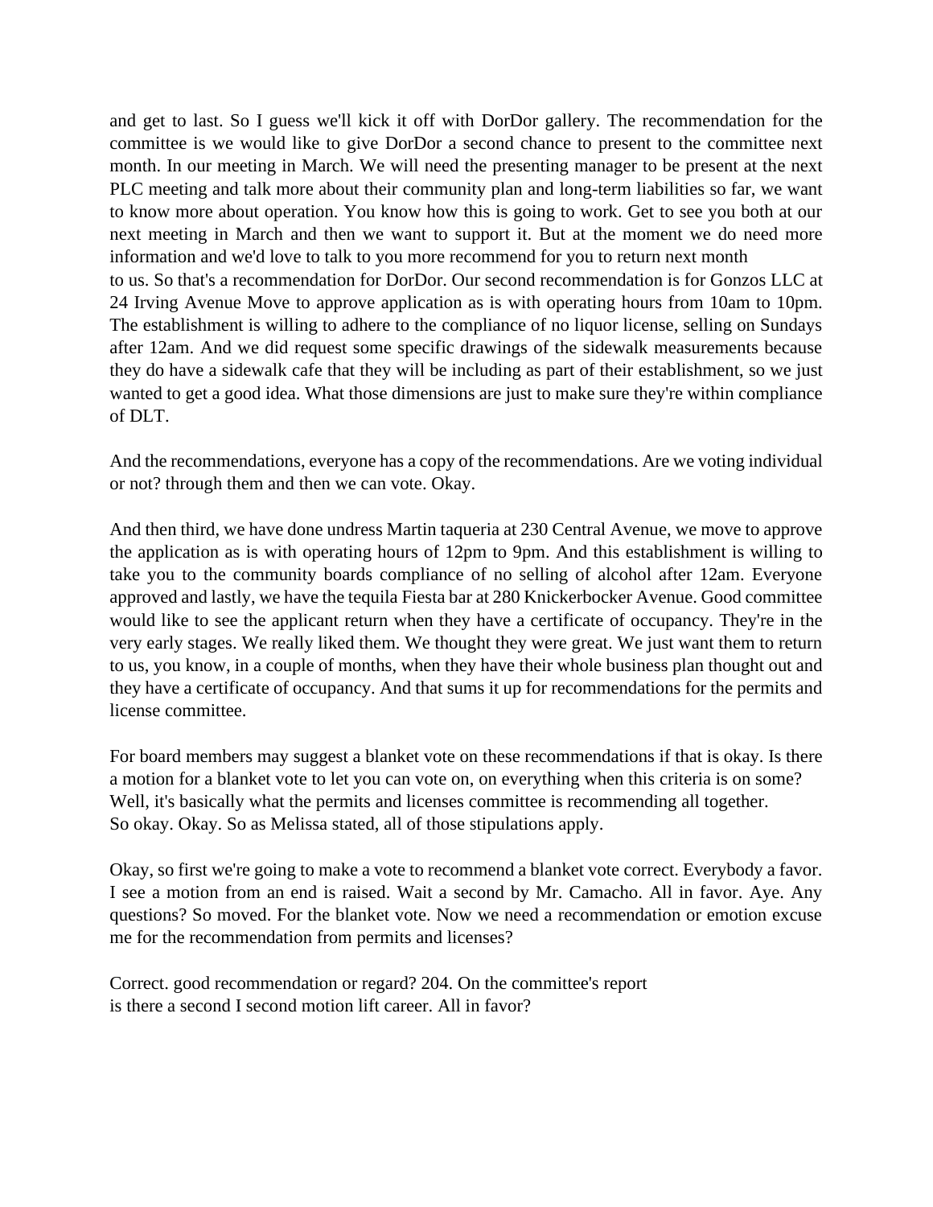and get to last. So I guess we'll kick it off with DorDor gallery. The recommendation for the committee is we would like to give DorDor a second chance to present to the committee next month. In our meeting in March. We will need the presenting manager to be present at the next PLC meeting and talk more about their community plan and long-term liabilities so far, we want to know more about operation. You know how this is going to work. Get to see you both at our next meeting in March and then we want to support it. But at the moment we do need more information and we'd love to talk to you more recommend for you to return next month to us. So that's a recommendation for DorDor. Our second recommendation is for Gonzos LLC at 24 Irving Avenue Move to approve application as is with operating hours from 10am to 10pm. The establishment is willing to adhere to the compliance of no liquor license, selling on Sundays after 12am. And we did request some specific drawings of the sidewalk measurements because they do have a sidewalk cafe that they will be including as part of their establishment, so we just wanted to get a good idea. What those dimensions are just to make sure they're within compliance of DLT.

And the recommendations, everyone has a copy of the recommendations. Are we voting individual or not? through them and then we can vote. Okay.

And then third, we have done undress Martin taqueria at 230 Central Avenue, we move to approve the application as is with operating hours of 12pm to 9pm. And this establishment is willing to take you to the community boards compliance of no selling of alcohol after 12am. Everyone approved and lastly, we have the tequila Fiesta bar at 280 Knickerbocker Avenue. Good committee would like to see the applicant return when they have a certificate of occupancy. They're in the very early stages. We really liked them. We thought they were great. We just want them to return to us, you know, in a couple of months, when they have their whole business plan thought out and they have a certificate of occupancy. And that sums it up for recommendations for the permits and license committee.

For board members may suggest a blanket vote on these recommendations if that is okay. Is there a motion for a blanket vote to let you can vote on, on everything when this criteria is on some? Well, it's basically what the permits and licenses committee is recommending all together. So okay. Okay. So as Melissa stated, all of those stipulations apply.

Okay, so first we're going to make a vote to recommend a blanket vote correct. Everybody a favor. I see a motion from an end is raised. Wait a second by Mr. Camacho. All in favor. Aye. Any questions? So moved. For the blanket vote. Now we need a recommendation or emotion excuse me for the recommendation from permits and licenses?

Correct. good recommendation or regard? 204. On the committee's report is there a second I second motion lift career. All in favor?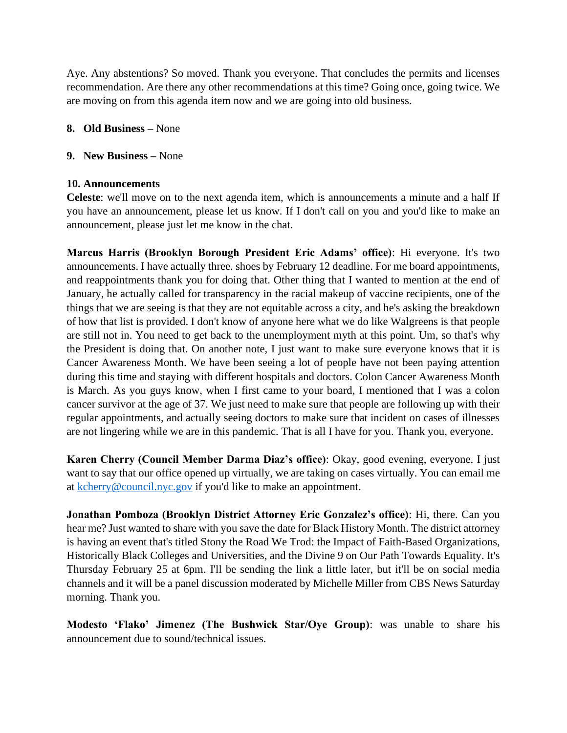Aye. Any abstentions? So moved. Thank you everyone. That concludes the permits and licenses recommendation. Are there any other recommendations at this time? Going once, going twice. We are moving on from this agenda item now and we are going into old business.

**8. Old Business** – None

**9. New Business** – None

**10. Announcements**

**Celeste**: we'll move on to the next agenda item, which is announcements a minute and a half If you have an announcement, please let us know. If I don't call on you and you'd like to make an announcement, please just let me know in the chat.

**Marcus Harris (Brooklyn Borough President Eric Adams' office)**: Hi everyone. It's two announcements. I have actually three. shoes by February 12 deadline. For me board appointments, and reappointments thank you for doing that. Other thing that I wanted to mention at the end of January, he actually called for transparency in the racial makeup of vaccine recipients, one of the things that we are seeing is that they are not equitable across a city, and he's asking the breakdown of how that list is provided. I don't know of anyone here what we do like Walgreens is that people are still not in. You need to get back to the unemployment myth at this point. Um, so that's why the President is doing that. On another note, I just want to make sure everyone knows that it is Cancer Awareness Month. We have been seeing a lot of people have not been paying attention during this time and staying with different hospitals and doctors. Colon Cancer Awareness Month is March. As you guys know, when I first came to your board, I mentioned that I was a colon cancer survivor at the age of 37. We just need to make sure that people are following up with their regular appointments, and actually seeing doctors to make sure that incident on cases of illnesses are not lingering while we are in this pandemic. That is all I have for you. Thank you, everyone.

**Karen Cherry (Council Member Darma Diaz's office)**: Okay, good evening, everyone. I just want to say that our office opened up virtually, we are taking on cases virtually. You can email me at kcherry@council.nyc.gov if you'd like to make an appointment.

**Jonathan Pomboza (Brooklyn District Attorney Eric Gonzalez's office)**: Hi, there. Can you hear me? Just wanted to share with you save the date for Black History Month. The district attorney is having an event that's titled Stony the Road We Trod: the Impact of Faith-Based Organizations, Historically Black Colleges and Universities, and the Divine 9 on Our Path Towards Equality. It's Thursday February 25 at 6pm. I'll be sending the link a little later, but it'll be on social media channels and it will be a panel discussion moderated by Michelle Miller from CBS News Saturday morning. Thank you.

**Modesto 'Flako' Jimenez (The Bushwick Star/Oye Group)**: was unable to share his announcement due to sound/technical issues.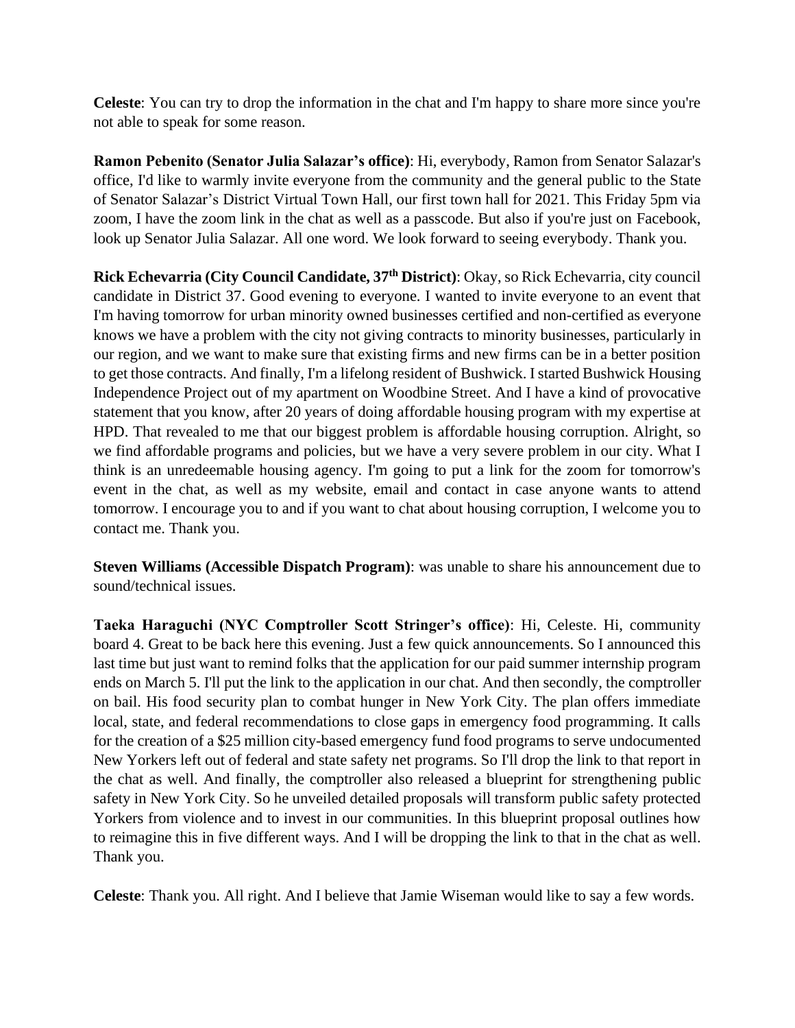**Celeste**: You can try to drop the information in the chat and I'm happy to share more since you're not able to speak for some reason.

**Ramon Pebenito (Senator Julia Salazar's office)**: Hi, everybody, Ramon from Senator Salazar's office, I'd like to warmly invite everyone from the community and the general public to the State of Senator Salazar's District Virtual Town Hall, our first town hall for 2021. This Friday 5pm via zoom, I have the zoom link in the chat as well as a passcode. But also if you're just on Facebook, look up Senator Julia Salazar. All one word. We look forward to seeing everybody. Thank you.

**Rick Echevarria (City Council Candidate, 37th District)**: Okay, so Rick Echevarria, city council candidate in District 37. Good evening to everyone. I wanted to invite everyone to an event that I'm having tomorrow for urban minority owned businesses certified and non-certified as everyone knows we have a problem with the city not giving contracts to minority businesses, particularly in our region, and we want to make sure that existing firms and new firms can be in a better position to get those contracts. And finally, I'm a lifelong resident of Bushwick. I started Bushwick Housing Independence Project out of my apartment on Woodbine Street. And I have a kind of provocative statement that you know, after 20 years of doing affordable housing program with my expertise at HPD. That revealed to me that our biggest problem is affordable housing corruption. Alright, so we find affordable programs and policies, but we have a very severe problem in our city. What I think is an unredeemable housing agency. I'm going to put a link for the zoom for tomorrow's event in the chat, as well as my website, email and contact in case anyone wants to attend tomorrow. I encourage you to and if you want to chat about housing corruption, I welcome you to contact me. Thank you.

**Steven Williams (Accessible Dispatch Program)**: was unable to share his announcement due to sound/technical issues.

**Taeka Haraguchi (NYC Comptroller Scott Stringer's office)**: Hi, Celeste. Hi, community board 4. Great to be back here this evening. Just a few quick announcements. So I announced this last time but just want to remind folks that the application for our paid summer internship program ends on March 5. I'll put the link to the application in our chat. And then secondly, the comptroller on bail. His food security plan to combat hunger in New York City. The plan offers immediate local, state, and federal recommendations to close gaps in emergency food programming. It calls for the creation of a $25 million city-based emergency fund food programs to serve undocumented New Yorkers left out of federal and state safety net programs. So I'll drop the link to that report in the chat as well. And finally, the comptroller also released a blueprint for strengthening public safety in New York City. So he unveiled detailed proposals will transform public safety protected Yorkers from violence and to invest in our communities. In this blueprint proposal outlines how to reimagine this in five different ways. And I will be dropping the link to that in the chat as well. Thank you.

**Celeste**: Thank you. All right. And I believe that Jamie Wiseman would like to say a few words.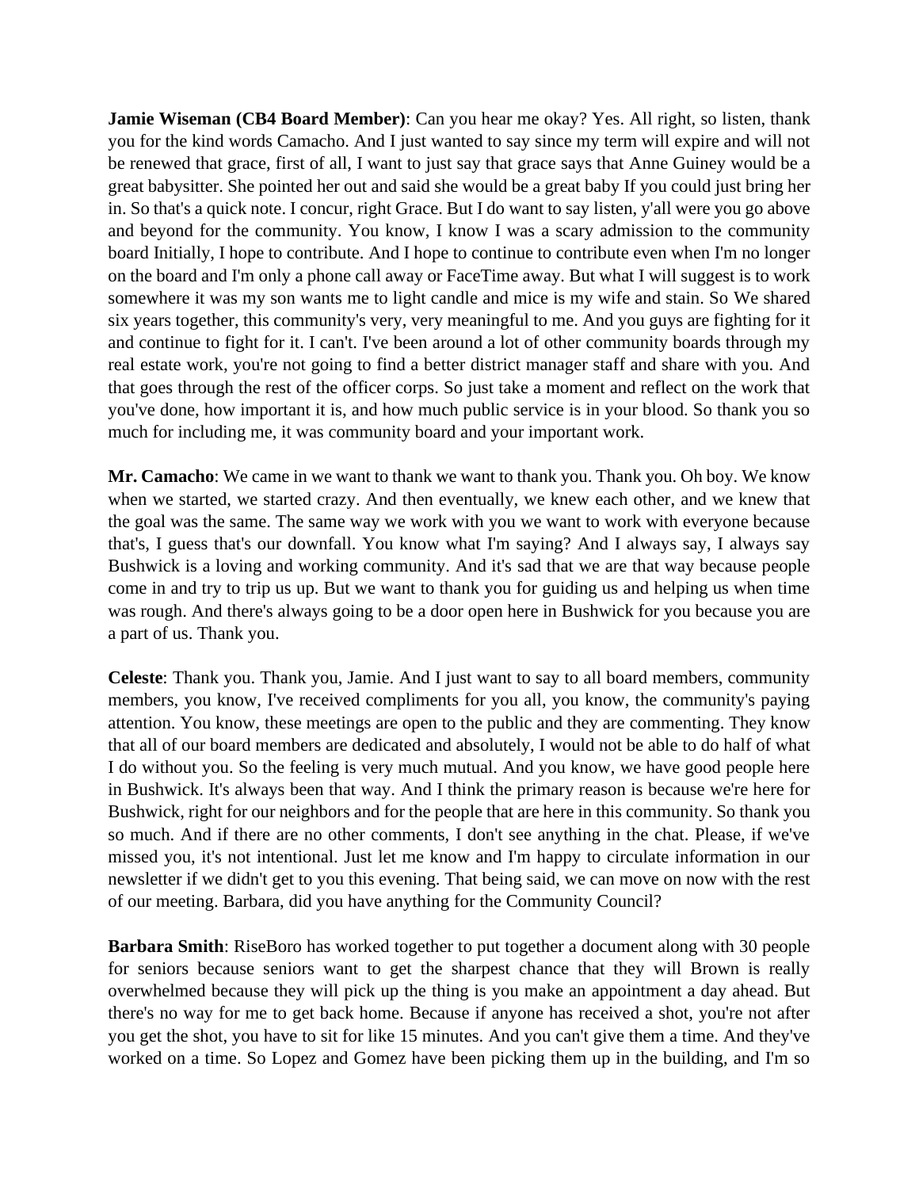**Jamie Wiseman (CB4 Board Member)**: Can you hear me okay? Yes. All right, so listen, thank you for the kind words Camacho. And I just wanted to say since my term will expire and will not be renewed that grace, first of all, I want to just say that grace says that Anne Guiney would be a great babysitter. She pointed her out and said she would be a great baby If you could just bring her in. So that's a quick note. I concur, right Grace. But I do want to say listen, y'all were you go above and beyond for the community. You know, I know I was a scary admission to the community board Initially, I hope to contribute. And I hope to continue to contribute even when I'm no longer on the board and I'm only a phone call away or FaceTime away. But what I will suggest is to work somewhere it was my son wants me to light candle and mice is my wife and stain. So We shared six years together, this community's very, very meaningful to me. And you guys are fighting for it and continue to fight for it. I can't. I've been around a lot of other community boards through my real estate work, you're not going to find a better district manager staff and share with you. And that goes through the rest of the officer corps. So just take a moment and reflect on the work that you've done, how important it is, and how much public service is in your blood. So thank you so much for including me, it was community board and your important work.

**Mr. Camacho**: We came in we want to thank we want to thank you. Thank you. Oh boy. We know when we started, we started crazy. And then eventually, we knew each other, and we knew that the goal was the same. The same way we work with you we want to work with everyone because that's, I guess that's our downfall. You know what I'm saying? And I always say, I always say Bushwick is a loving and working community. And it's sad that we are that way because people come in and try to trip us up. But we want to thank you for guiding us and helping us when time was rough. And there's always going to be a door open here in Bushwick for you because you are a part of us. Thank you.

**Celeste**: Thank you. Thank you, Jamie. And I just want to say to all board members, community members, you know, I've received compliments for you all, you know, the community's paying attention. You know, these meetings are open to the public and they are commenting. They know that all of our board members are dedicated and absolutely, I would not be able to do half of what I do without you. So the feeling is very much mutual. And you know, we have good people here in Bushwick. It's always been that way. And I think the primary reason is because we're here for Bushwick, right for our neighbors and for the people that are here in this community. So thank you so much. And if there are no other comments, I don't see anything in the chat. Please, if we've missed you, it's not intentional. Just let me know and I'm happy to circulate information in our newsletter if we didn't get to you this evening. That being said, we can move on now with the rest of our meeting. Barbara, did you have anything for the Community Council?

**Barbara Smith**: RiseBoro has worked together to put together a document along with 30 people for seniors because seniors want to get the sharpest chance that they will Brown is really overwhelmed because they will pick up the thing is you make an appointment a day ahead. But there's no way for me to get back home. Because if anyone has received a shot, you're not after you get the shot, you have to sit for like 15 minutes. And you can't give them a time. And they've worked on a time. So Lopez and Gomez have been picking them up in the building, and I'm so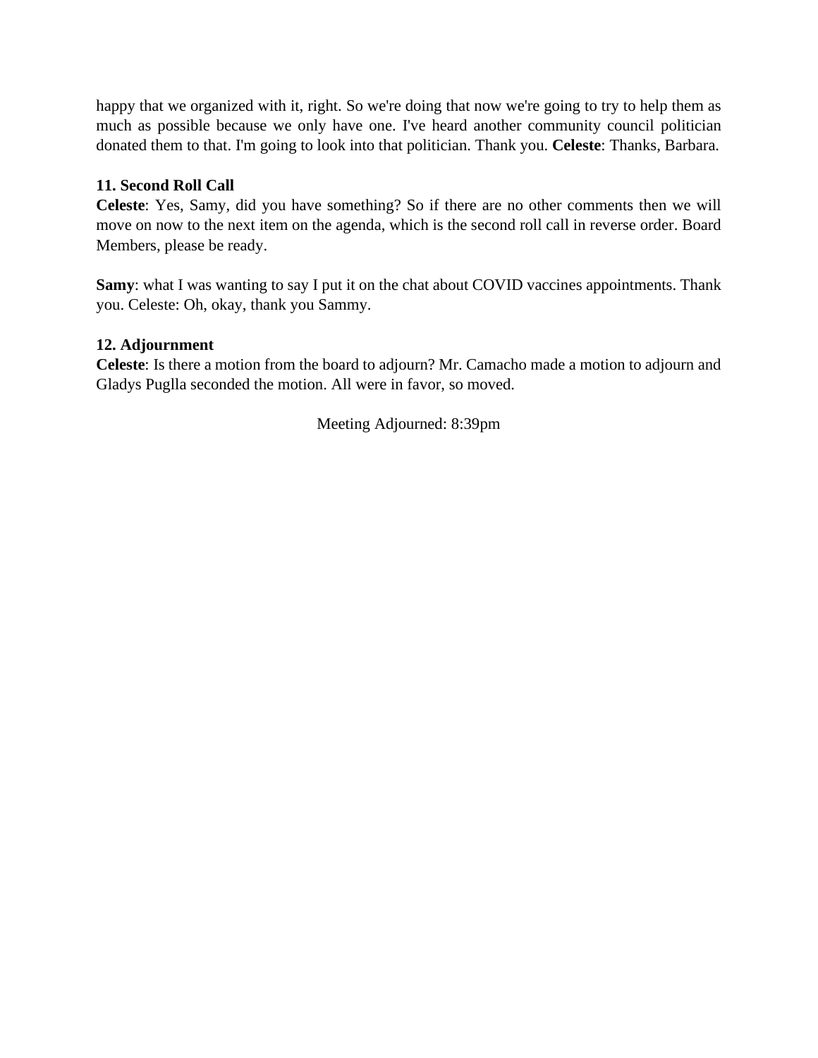happy that we organized with it, right. So we're doing that now we're going to try to help them as much as possible because we only have one. I've heard another community council politician donated them to that. I'm going to look into that politician. Thank you. **Celeste**: Thanks, Barbara.

**11. Second Roll Call**

**Celeste**: Yes, Samy, did you have something? So if there are no other comments then we will move on now to the next item on the agenda, which is the second roll call in reverse order. Board Members, please be ready.

**Samy**: what I was wanting to say I put it on the chat about COVID vaccines appointments. Thank you. Celeste: Oh, okay, thank you Sammy.

**12. Adjournment**

**Celeste**: Is there a motion from the board to adjourn? Mr. Camacho made a motion to adjourn and Gladys Puglla seconded the motion. All were in favor, so moved.

Meeting Adjourned: 8:39pm